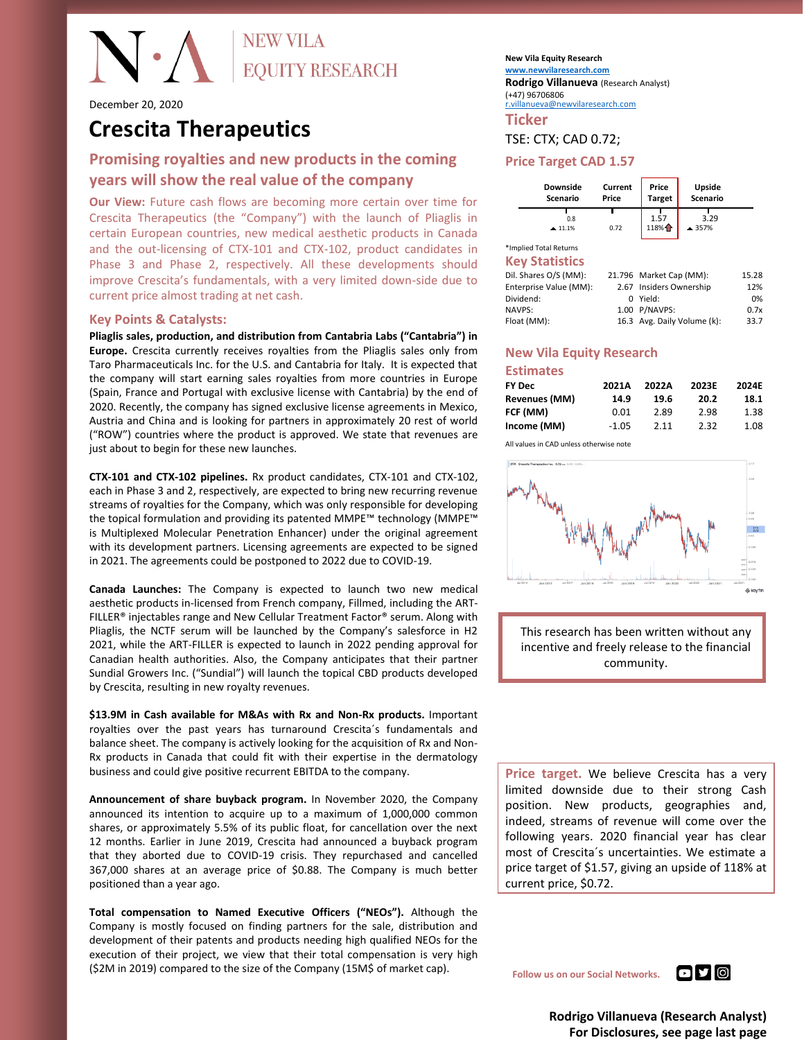NEW VILA EQUITY RESEARCH

December 20, 2020

# Crescita Therapeutics

## Promising royalties and new products in the coming years will show the real value of the company

**Our View:** Future cash flows are becoming more certain over time for Crescita Therapeutics (the "Company") with the launch of Pliaglis in certain European countries, new medical aesthetic products in Canada and the out-licensing of CTX-101 and CTX-102, product candidates in Phase 3 and Phase 2, respectively. All these developments should improve Crescita's fundamentals, with a very limited down-side due to current price almost trading at net cash.

### Key Points & Catalysts:

**Pliaglis sales, production, and distribution from Cantabria Labs ("Cantabria") in Europe.** Crescita currently receives royalties from the Pliaglis sales only from Taro Pharmaceuticals Inc. for the U.S. and Cantabria for Italy. It is expected that the company will start earning sales royalties from more countries in Europe (Spain, France and Portugal with exclusive license with Cantabria) by the end of 2020. Recently, the company has signed exclusive license agreements in Mexico, Austria and China and is looking for partners in approximately 20 rest of world ("ROW") countries where the product is approved. We state that revenues are just about to begin for these new launches.

**CTX-101 and CTX-102 pipelines.** Rx product candidates, CTX-101 and CTX-102, each in Phase 3 and 2, respectively, are expected to bring new recurring revenue streams of royalties for the Company, which was only responsible for developing the topical formulation and providing its patented MMPE™ technology (MMPE™ is Multiplexed Molecular Penetration Enhancer) under the original agreement with its development partners. Licensing agreements are expected to be signed in 2021. The agreements could be postponed to 2022 due to COVID-19.

**Canada Launches:** The Company is expected to launch two new medical aesthetic products in-licensed from French company, Fillmed, including the ART-FILLER® injectables range and New Cellular Treatment Factor® serum. Along with Pliaglis, the NCTF serum will be launched by the Company's salesforce in H2 2021, while the ART-FILLER is expected to launch in 2022 pending approval for Canadian health authorities. Also, the Company anticipates that their partner Sundial Growers Inc. ("Sundial") will launch the topical CBD products developed by Crescita, resulting in new royalty revenues.

**$13.9M in Cash available for M&As with Rx and Non-Rx products.** Important royalties over the past years has turnaround Crescita´s fundamentals and balance sheet. The company is actively looking for the acquisition of Rx and Non-Rx products in Canada that could fit with their expertise in the dermatology business and could give positive recurrent EBITDA to the company.

**Announcement of share buyback program.** In November 2020, the Company announced its intention to acquire up to a maximum of 1,000,000 common shares, or approximately 5.5% of its public float, for cancellation over the next 12 months. Earlier in June 2019, Crescita had announced a buyback program that they aborted due to COVID-19 crisis. They repurchased and cancelled 367,000 shares at an average price of $0.88. The Company is much better positioned than a year ago.

**Total compensation to Named Executive Officers ("NEOs").** Although the Company is mostly focused on finding partners for the sale, distribution and development of their patents and products needing high qualified NEOs for the execution of their project, we view that their total compensation is very high ($2M in 2019) compared to the size of the Company (15M$ of market cap).

New Vila Equity Research
www.newvilaresearch.com
**Rodrigo Villanueva** (Research Analyst)
(+47) 96706806
r.villanueva@newvilaresearch.com

## Ticker

TSE: CTX; CAD 0.72;

## Price Target CAD 1.57

| Downside Scenario | Current Price | Price Target | Upside Scenario |
|---|---|---|---|
| 0.8 ▲11.1% | 0.72 | 1.57 118% | 3.29 ▲357% |

*Implied Total Returns

## Key Statistics

| | | | |
|---|---|---|---|
| Dil. Shares O/S (MM): | 21.796 | Market Cap (MM): | 15.28 |
| Enterprise Value (MM): | 2.67 | Insiders Ownership | 12% |
| Dividend: | 0 | Yield: | 0% |
| NAVPS: | 1.00 | P/NAVPS: | 0.7x |
| Float (MM): | 16.3 | Avg. Daily Volume (k): | 33.7 |

## New Vila Equity Research Estimates

| FY Dec | 2021A | 2022A | 2023E | 2024E |
|---|---|---|---|---|
| Revenues (MM) | 14.9 | 19.6 | 20.2 | 18.1 |
| FCF (MM) | 0.01 | 2.89 | 2.98 | 1.38 |
| Income (MM) | -1.05 | 2.11 | 2.32 | 1.08 |

All values in CAD unless otherwise note

This research has been written without any incentive and freely release to the financial community.

**Price target.** We believe Crescita has a very limited downside due to their strong Cash position. New products, geographies and, indeed, streams of revenue will come over the following years. 2020 financial year has clear most of Crescita´s uncertainties. We estimate a price target of $1.57, giving an upside of 118% at current price, $0.72.

Follow us on our Social Networks.

**Rodrigo Villanueva (Research Analyst)**
**For Disclosures, see page last page**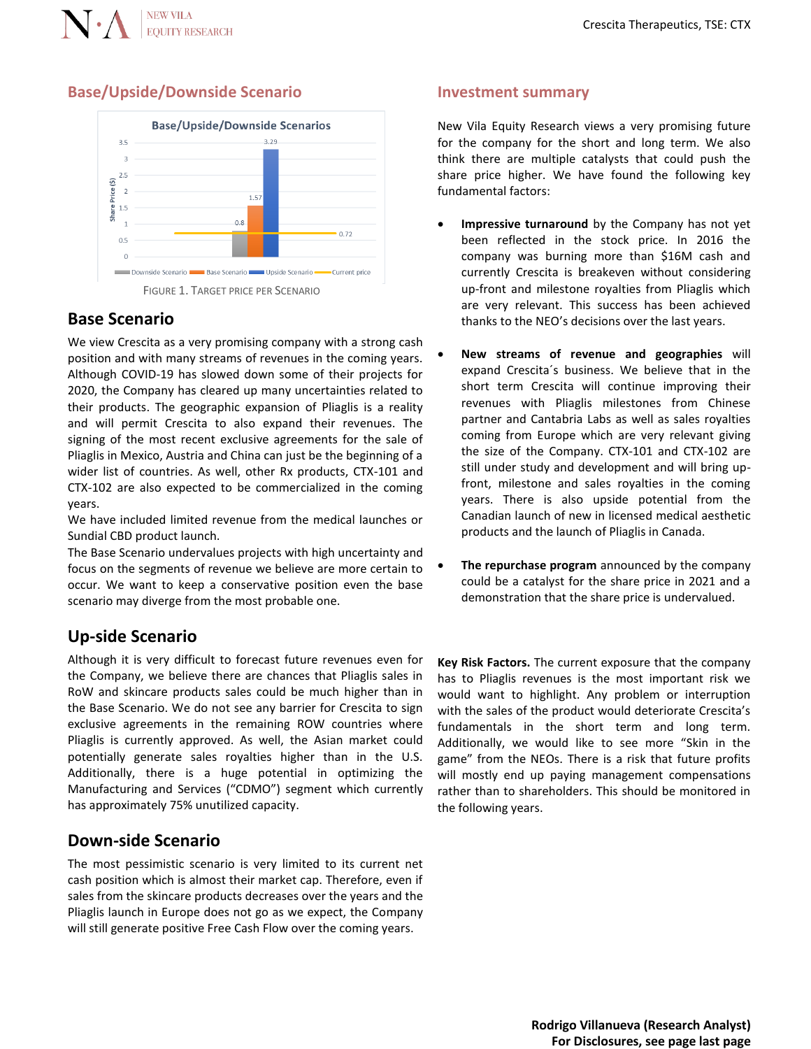## Base/Upside/Downside Scenario

Base/Upside/Downside Scenarios

| Scenario | Share Price ($) |
|---|---|
| Downside Scenario | 0.8 |
| Base Scenario | 1.57 |
| Upside Scenario | 3.29 |
| Current price | 0.72 |

FIGURE 1. TARGET PRICE PER SCENARIO

### Base Scenario

We view Crescita as a very promising company with a strong cash position and with many streams of revenues in the coming years. Although COVID-19 has slowed down some of their projects for 2020, the Company has cleared up many uncertainties related to their products. The geographic expansion of Pliaglis is a reality and will permit Crescita to also expand their revenues. The signing of the most recent exclusive agreements for the sale of Pliaglis in Mexico, Austria and China can just be the beginning of a wider list of countries. As well, other Rx products, CTX-101 and CTX-102 are also expected to be commercialized in the coming years.

We have included limited revenue from the medical launches or Sundial CBD product launch.

The Base Scenario undervalues projects with high uncertainty and focus on the segments of revenue we believe are more certain to occur. We want to keep a conservative position even the base scenario may diverge from the most probable one.

### Up-side Scenario

Although it is very difficult to forecast future revenues even for the Company, we believe there are chances that Pliaglis sales in RoW and skincare products sales could be much higher than in the Base Scenario. We do not see any barrier for Crescita to sign exclusive agreements in the remaining ROW countries where Pliaglis is currently approved. As well, the Asian market could potentially generate sales royalties higher than in the U.S. Additionally, there is a huge potential in optimizing the Manufacturing and Services ("CDMO") segment which currently has approximately 75% unutilized capacity.

### Down-side Scenario

The most pessimistic scenario is very limited to its current net cash position which is almost their market cap. Therefore, even if sales from the skincare products decreases over the years and the Pliaglis launch in Europe does not go as we expect, the Company will still generate positive Free Cash Flow over the coming years.

## Investment summary

New Vila Equity Research views a very promising future for the company for the short and long term. We also think there are multiple catalysts that could push the share price higher. We have found the following key fundamental factors:

- **Impressive turnaround** by the Company has not yet been reflected in the stock price. In 2016 the company was burning more than $16M cash and currently Crescita is breakeven without considering up-front and milestone royalties from Pliaglis which are very relevant. This success has been achieved thanks to the NEO's decisions over the last years.
- **New streams of revenue and geographies** will expand Crescita´s business. We believe that in the short term Crescita will continue improving their revenues with Pliaglis milestones from Chinese partner and Cantabria Labs as well as sales royalties coming from Europe which are very relevant giving the size of the Company. CTX-101 and CTX-102 are still under study and development and will bring up-front, milestone and sales royalties in the coming years. There is also upside potential from the Canadian launch of new in licensed medical aesthetic products and the launch of Pliaglis in Canada.
- **The repurchase program** announced by the company could be a catalyst for the share price in 2021 and a demonstration that the share price is undervalued.

**Key Risk Factors.** The current exposure that the company has to Pliaglis revenues is the most important risk we would want to highlight. Any problem or interruption with the sales of the product would deteriorate Crescita's fundamentals in the short term and long term. Additionally, we would like to see more "Skin in the game" from the NEOs. There is a risk that future profits will mostly end up paying management compensations rather than to shareholders. This should be monitored in the following years.

**Rodrigo Villanueva (Research Analyst)**
**For Disclosures, see page last page**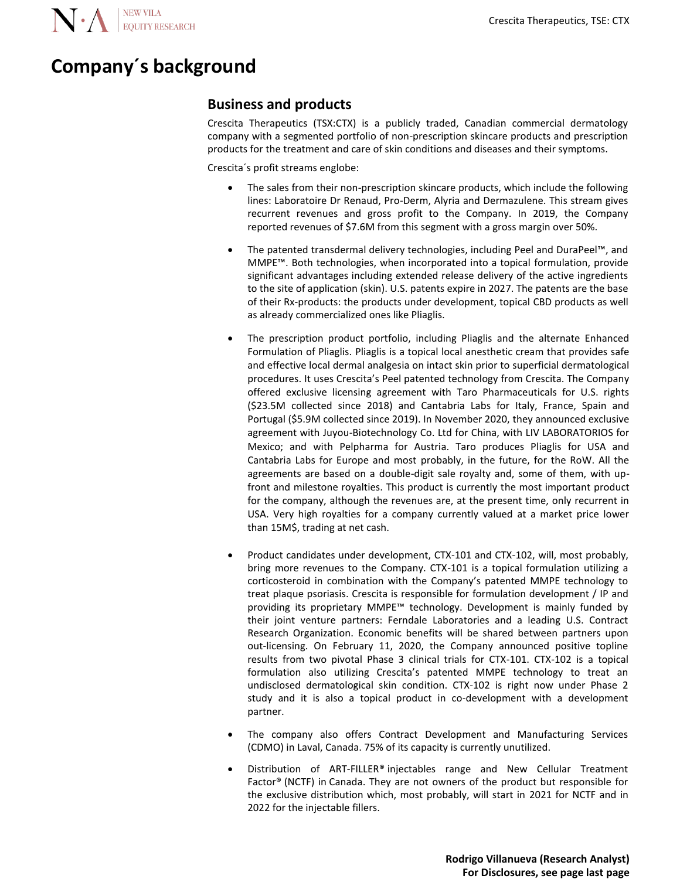# Company´s background

## Business and products

Crescita Therapeutics (TSX:CTX) is a publicly traded, Canadian commercial dermatology company with a segmented portfolio of non-prescription skincare products and prescription products for the treatment and care of skin conditions and diseases and their symptoms.

Crescita´s profit streams englobe:

- The sales from their non-prescription skincare products, which include the following lines: Laboratoire Dr Renaud, Pro-Derm, Alyria and Dermazulene. This stream gives recurrent revenues and gross profit to the Company. In 2019, the Company reported revenues of $7.6M from this segment with a gross margin over 50%.

- The patented transdermal delivery technologies, including Peel and DuraPeel™, and MMPE™. Both technologies, when incorporated into a topical formulation, provide significant advantages including extended release delivery of the active ingredients to the site of application (skin). U.S. patents expire in 2027. The patents are the base of their Rx-products: the products under development, topical CBD products as well as already commercialized ones like Pliaglis.

- The prescription product portfolio, including Pliaglis and the alternate Enhanced Formulation of Pliaglis. Pliaglis is a topical local anesthetic cream that provides safe and effective local dermal analgesia on intact skin prior to superficial dermatological procedures. It uses Crescita's Peel patented technology from Crescita. The Company offered exclusive licensing agreement with Taro Pharmaceuticals for U.S. rights ($23.5M collected since 2018) and Cantabria Labs for Italy, France, Spain and Portugal ($5.9M collected since 2019). In November 2020, they announced exclusive agreement with Juyou-Biotechnology Co. Ltd for China, with LIV LABORATORIOS for Mexico; and with Pelpharma for Austria. Taro produces Pliaglis for USA and Cantabria Labs for Europe and most probably, in the future, for the RoW. All the agreements are based on a double-digit sale royalty and, some of them, with up-front and milestone royalties. This product is currently the most important product for the company, although the revenues are, at the present time, only recurrent in USA. Very high royalties for a company currently valued at a market price lower than 15M$, trading at net cash.

- Product candidates under development, CTX-101 and CTX-102, will, most probably, bring more revenues to the Company. CTX-101 is a topical formulation utilizing a corticosteroid in combination with the Company's patented MMPE technology to treat plaque psoriasis. Crescita is responsible for formulation development / IP and providing its proprietary MMPE™ technology. Development is mainly funded by their joint venture partners: Ferndale Laboratories and a leading U.S. Contract Research Organization. Economic benefits will be shared between partners upon out-licensing. On February 11, 2020, the Company announced positive topline results from two pivotal Phase 3 clinical trials for CTX-101. CTX-102 is a topical formulation also utilizing Crescita's patented MMPE technology to treat an undisclosed dermatological skin condition. CTX-102 is right now under Phase 2 study and it is also a topical product in co-development with a development partner.

- The company also offers Contract Development and Manufacturing Services (CDMO) in Laval, Canada. 75% of its capacity is currently unutilized.

- Distribution of ART-FILLER® injectables range and New Cellular Treatment Factor® (NCTF) in Canada. They are not owners of the product but responsible for the exclusive distribution which, most probably, will start in 2021 for NCTF and in 2022 for the injectable fillers.

**Rodrigo Villanueva (Research Analyst)**
**For Disclosures, see page last page**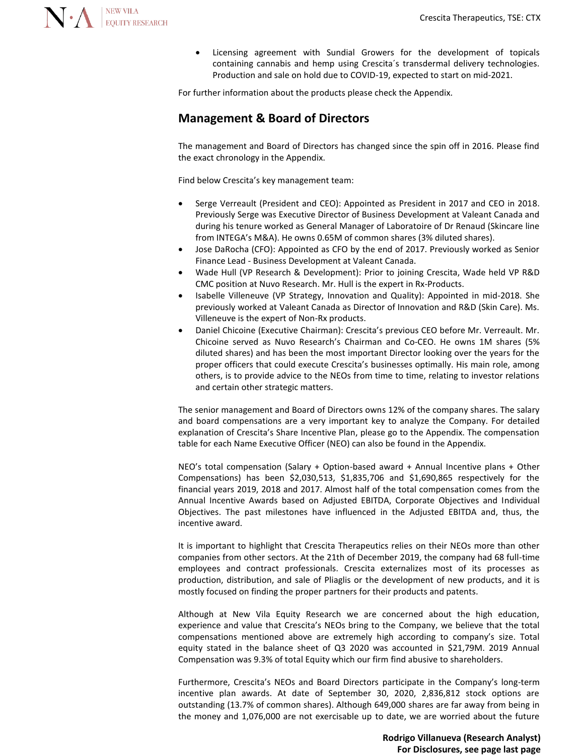- Licensing agreement with Sundial Growers for the development of topicals containing cannabis and hemp using Crescita´s transdermal delivery technologies. Production and sale on hold due to COVID-19, expected to start on mid-2021.

For further information about the products please check the Appendix.

## Management & Board of Directors

The management and Board of Directors has changed since the spin off in 2016. Please find the exact chronology in the Appendix.

Find below Crescita's key management team:

- Serge Verreault (President and CEO): Appointed as President in 2017 and CEO in 2018. Previously Serge was Executive Director of Business Development at Valeant Canada and during his tenure worked as General Manager of Laboratoire of Dr Renaud (Skincare line from INTEGA's M&A). He owns 0.65M of common shares (3% diluted shares).
- Jose DaRocha (CFO): Appointed as CFO by the end of 2017. Previously worked as Senior Finance Lead - Business Development at Valeant Canada.
- Wade Hull (VP Research & Development): Prior to joining Crescita, Wade held VP R&D CMC position at Nuvo Research. Mr. Hull is the expert in Rx-Products.
- Isabelle Villeneuve (VP Strategy, Innovation and Quality): Appointed in mid-2018. She previously worked at Valeant Canada as Director of Innovation and R&D (Skin Care). Ms. Villeneuve is the expert of Non-Rx products.
- Daniel Chicoine (Executive Chairman): Crescita's previous CEO before Mr. Verreault. Mr. Chicoine served as Nuvo Research's Chairman and Co-CEO. He owns 1M shares (5% diluted shares) and has been the most important Director looking over the years for the proper officers that could execute Crescita's businesses optimally. His main role, among others, is to provide advice to the NEOs from time to time, relating to investor relations and certain other strategic matters.

The senior management and Board of Directors owns 12% of the company shares. The salary and board compensations are a very important key to analyze the Company. For detailed explanation of Crescita's Share Incentive Plan, please go to the Appendix. The compensation table for each Name Executive Officer (NEO) can also be found in the Appendix.

NEO's total compensation (Salary + Option-based award + Annual Incentive plans + Other Compensations) has been $2,030,513, $1,835,706 and $1,690,865 respectively for the financial years 2019, 2018 and 2017. Almost half of the total compensation comes from the Annual Incentive Awards based on Adjusted EBITDA, Corporate Objectives and Individual Objectives. The past milestones have influenced in the Adjusted EBITDA and, thus, the incentive award.

It is important to highlight that Crescita Therapeutics relies on their NEOs more than other companies from other sectors. At the 21th of December 2019, the company had 68 full-time employees and contract professionals. Crescita externalizes most of its processes as production, distribution, and sale of Pliaglis or the development of new products, and it is mostly focused on finding the proper partners for their products and patents.

Although at New Vila Equity Research we are concerned about the high education, experience and value that Crescita's NEOs bring to the Company, we believe that the total compensations mentioned above are extremely high according to company's size. Total equity stated in the balance sheet of Q3 2020 was accounted in $21,79M. 2019 Annual Compensation was 9.3% of total Equity which our firm find abusive to shareholders.

Furthermore, Crescita's NEOs and Board Directors participate in the Company's long-term incentive plan awards. At date of September 30, 2020, 2,836,812 stock options are outstanding (13.7% of common shares). Although 649,000 shares are far away from being in the money and 1,076,000 are not exercisable up to date, we are worried about the future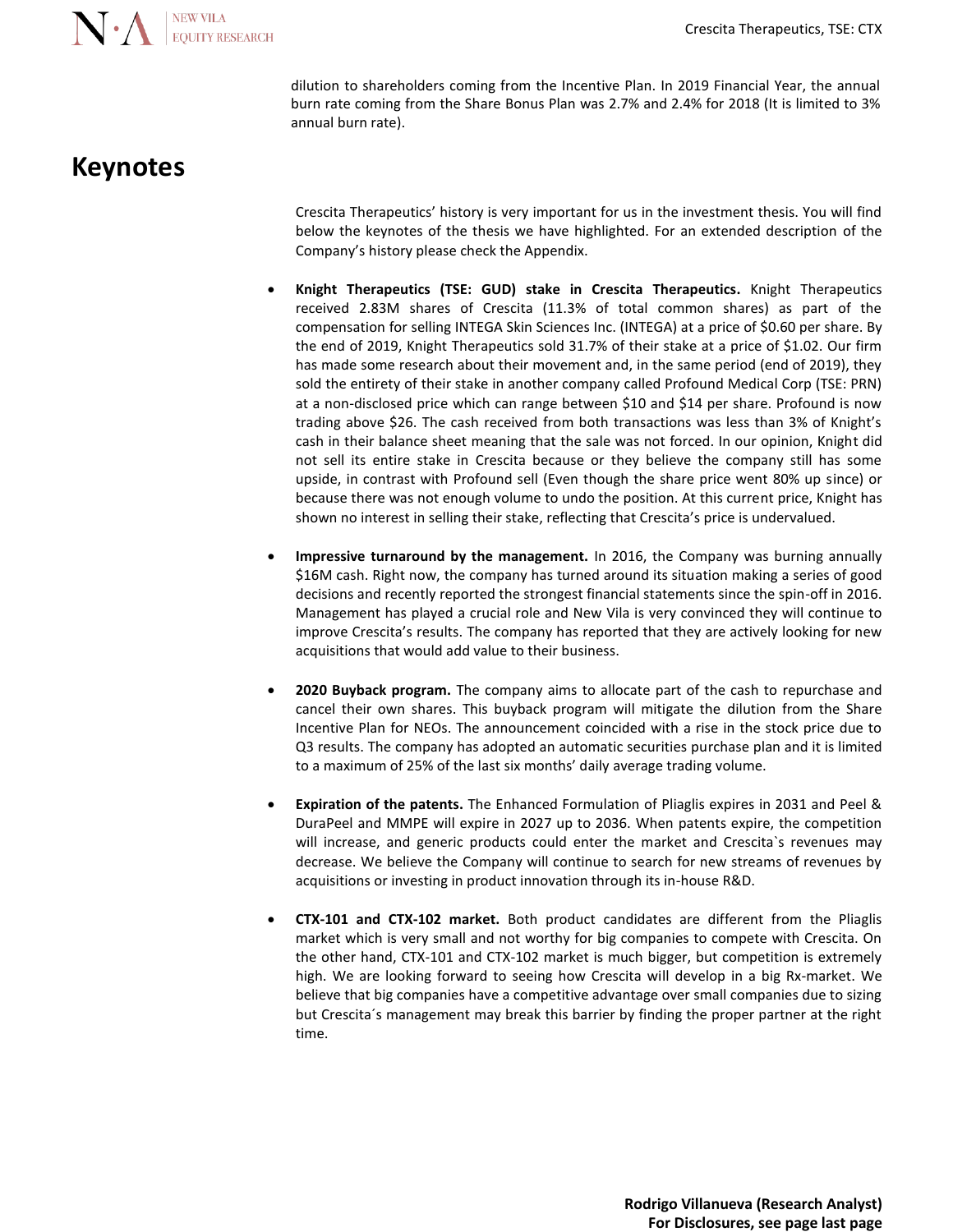dilution to shareholders coming from the Incentive Plan. In 2019 Financial Year, the annual burn rate coming from the Share Bonus Plan was 2.7% and 2.4% for 2018 (It is limited to 3% annual burn rate).

## Keynotes

Crescita Therapeutics' history is very important for us in the investment thesis. You will find below the keynotes of the thesis we have highlighted. For an extended description of the Company's history please check the Appendix.

- **Knight Therapeutics (TSE: GUD) stake in Crescita Therapeutics.** Knight Therapeutics received 2.83M shares of Crescita (11.3% of total common shares) as part of the compensation for selling INTEGA Skin Sciences Inc. (INTEGA) at a price of $0.60 per share. By the end of 2019, Knight Therapeutics sold 31.7% of their stake at a price of $1.02. Our firm has made some research about their movement and, in the same period (end of 2019), they sold the entirety of their stake in another company called Profound Medical Corp (TSE: PRN) at a non-disclosed price which can range between $10 and $14 per share. Profound is now trading above $26. The cash received from both transactions was less than 3% of Knight's cash in their balance sheet meaning that the sale was not forced. In our opinion, Knight did not sell its entire stake in Crescita because or they believe the company still has some upside, in contrast with Profound sell (Even though the share price went 80% up since) or because there was not enough volume to undo the position. At this current price, Knight has shown no interest in selling their stake, reflecting that Crescita's price is undervalued.

- **Impressive turnaround by the management.** In 2016, the Company was burning annually $16M cash. Right now, the company has turned around its situation making a series of good decisions and recently reported the strongest financial statements since the spin-off in 2016. Management has played a crucial role and New Vila is very convinced they will continue to improve Crescita's results. The company has reported that they are actively looking for new acquisitions that would add value to their business.

- **2020 Buyback program.** The company aims to allocate part of the cash to repurchase and cancel their own shares. This buyback program will mitigate the dilution from the Share Incentive Plan for NEOs. The announcement coincided with a rise in the stock price due to Q3 results. The company has adopted an automatic securities purchase plan and it is limited to a maximum of 25% of the last six months' daily average trading volume.

- **Expiration of the patents.** The Enhanced Formulation of Pliaglis expires in 2031 and Peel & DuraPeel and MMPE will expire in 2027 up to 2036. When patents expire, the competition will increase, and generic products could enter the market and Crescita`s revenues may decrease. We believe the Company will continue to search for new streams of revenues by acquisitions or investing in product innovation through its in-house R&D.

- **CTX-101 and CTX-102 market.** Both product candidates are different from the Pliaglis market which is very small and not worthy for big companies to compete with Crescita. On the other hand, CTX-101 and CTX-102 market is much bigger, but competition is extremely high. We are looking forward to seeing how Crescita will develop in a big Rx-market. We believe that big companies have a competitive advantage over small companies due to sizing but Crescita´s management may break this barrier by finding the proper partner at the right time.

**Rodrigo Villanueva (Research Analyst)**
**For Disclosures, see page last page**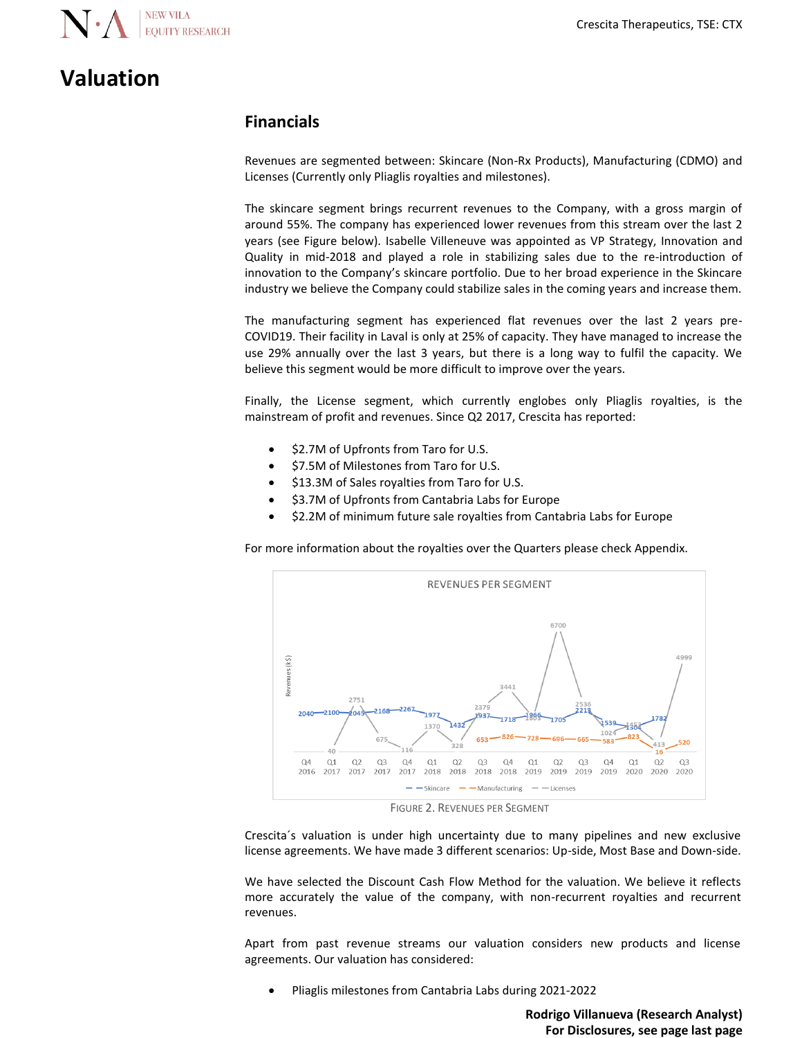# Valuation

## Financials

Revenues are segmented between: Skincare (Non-Rx Products), Manufacturing (CDMO) and Licenses (Currently only Pliaglis royalties and milestones).

The skincare segment brings recurrent revenues to the Company, with a gross margin of around 55%. The company has experienced lower revenues from this stream over the last 2 years (see Figure below). Isabelle Villeneuve was appointed as VP Strategy, Innovation and Quality in mid-2018 and played a role in stabilizing sales due to the re-introduction of innovation to the Company's skincare portfolio. Due to her broad experience in the Skincare industry we believe the Company could stabilize sales in the coming years and increase them.

The manufacturing segment has experienced flat revenues over the last 2 years pre-COVID19. Their facility in Laval is only at 25% of capacity. They have managed to increase the use 29% annually over the last 3 years, but there is a long way to fulfil the capacity. We believe this segment would be more difficult to improve over the years.

Finally, the License segment, which currently englobes only Pliaglis royalties, is the mainstream of profit and revenues. Since Q2 2017, Crescita has reported:

- $2.7M of Upfronts from Taro for U.S.
- $7.5M of Milestones from Taro for U.S.
- $13.3M of Sales royalties from Taro for U.S.
- $3.7M of Upfronts from Cantabria Labs for Europe
- $2.2M of minimum future sale royalties from Cantabria Labs for Europe

For more information about the royalties over the Quarters please check Appendix.

REVENUES PER SEGMENT

| Quarter | Skincare | Manufacturing | Licenses |
|---|---|---|---|
| Q4 2016 | 2040 | | |
| Q1 2017 | 2100 | | 40 |
| Q2 2017 | 2049 | | 2751 |
| Q3 2017 | 2168 | | 675 |
| Q4 2017 | 2267 | | 116 |
| Q1 2018 | 1977 | | 1370 |
| Q2 2018 | 1432 | | 328 |
| Q3 2018 | 1937 | 653 | 2379 |
| Q4 2018 | 1718 | 826 | 3441 |
| Q1 2019 | 1986 | 728 | 1803 |
| Q2 2019 | 1705 | 696 | 6700 |
| Q3 2019 | 2219 | 665 | 2536 |
| Q4 2019 | 1539 | 583 | 1024 |
| Q1 2020 | 1304 | 823 | 1453 |
| Q2 2020 | 1782 | 16 | 413 |
| Q3 2020 | | 520 | 4999 |

FIGURE 2. REVENUES PER SEGMENT

Crescita´s valuation is under high uncertainty due to many pipelines and new exclusive license agreements. We have made 3 different scenarios: Up-side, Most Base and Down-side.

We have selected the Discount Cash Flow Method for the valuation. We believe it reflects more accurately the value of the company, with non-recurrent royalties and recurrent revenues.

Apart from past revenue streams our valuation considers new products and license agreements. Our valuation has considered:

- Pliaglis milestones from Cantabria Labs during 2021-2022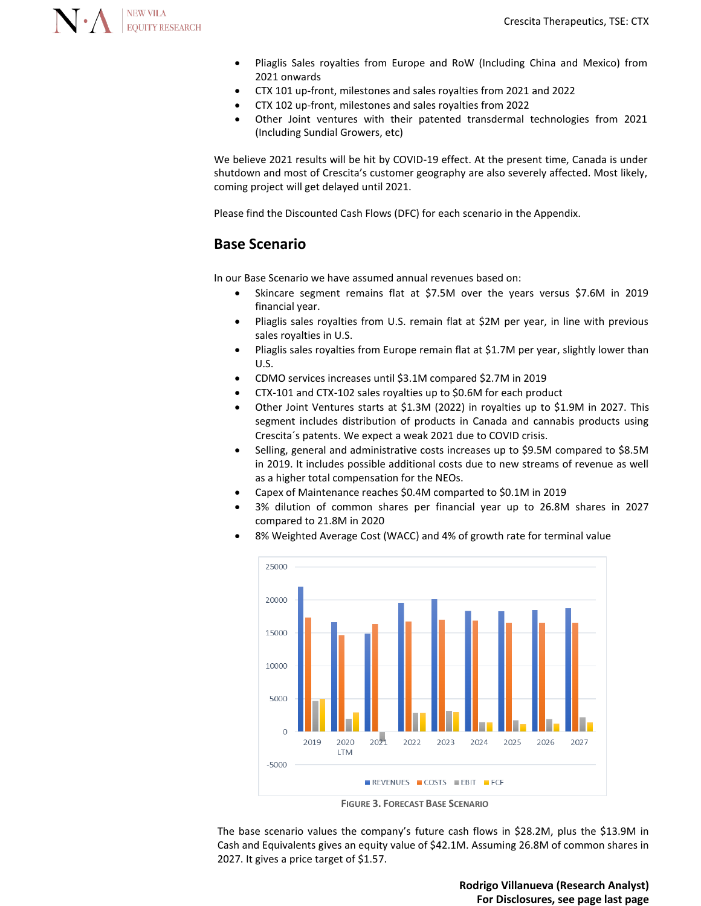- Pliaglis Sales royalties from Europe and RoW (Including China and Mexico) from 2021 onwards
- CTX 101 up-front, milestones and sales royalties from 2021 and 2022
- CTX 102 up-front, milestones and sales royalties from 2022
- Other Joint ventures with their patented transdermal technologies from 2021 (Including Sundial Growers, etc)

We believe 2021 results will be hit by COVID-19 effect. At the present time, Canada is under shutdown and most of Crescita's customer geography are also severely affected. Most likely, coming project will get delayed until 2021.

Please find the Discounted Cash Flows (DFC) for each scenario in the Appendix.

## Base Scenario

In our Base Scenario we have assumed annual revenues based on:

- Skincare segment remains flat at $7.5M over the years versus $7.6M in 2019 financial year.
- Pliaglis sales royalties from U.S. remain flat at $2M per year, in line with previous sales royalties in U.S.
- Pliaglis sales royalties from Europe remain flat at $1.7M per year, slightly lower than U.S.
- CDMO services increases until $3.1M compared $2.7M in 2019
- CTX-101 and CTX-102 sales royalties up to $0.6M for each product
- Other Joint Ventures starts at $1.3M (2022) in royalties up to $1.9M in 2027. This segment includes distribution of products in Canada and cannabis products using Crescita´s patents. We expect a weak 2021 due to COVID crisis.
- Selling, general and administrative costs increases up to $9.5M compared to $8.5M in 2019. It includes possible additional costs due to new streams of revenue as well as a higher total compensation for the NEOs.
- Capex of Maintenance reaches $0.4M compared to $0.1M in 2019
- 3% dilution of common shares per financial year up to 26.8M shares in 2027 compared to 21.8M in 2020
- 8% Weighted Average Cost (WACC) and 4% of growth rate for terminal value

FIGURE 3. FORECAST BASE SCENARIO

The base scenario values the company's future cash flows in $28.2M, plus the $13.9M in Cash and Equivalents gives an equity value of $42.1M. Assuming 26.8M of common shares in 2027. It gives a price target of $1.57.

**Rodrigo Villanueva (Research Analyst)**
**For Disclosures, see page last page**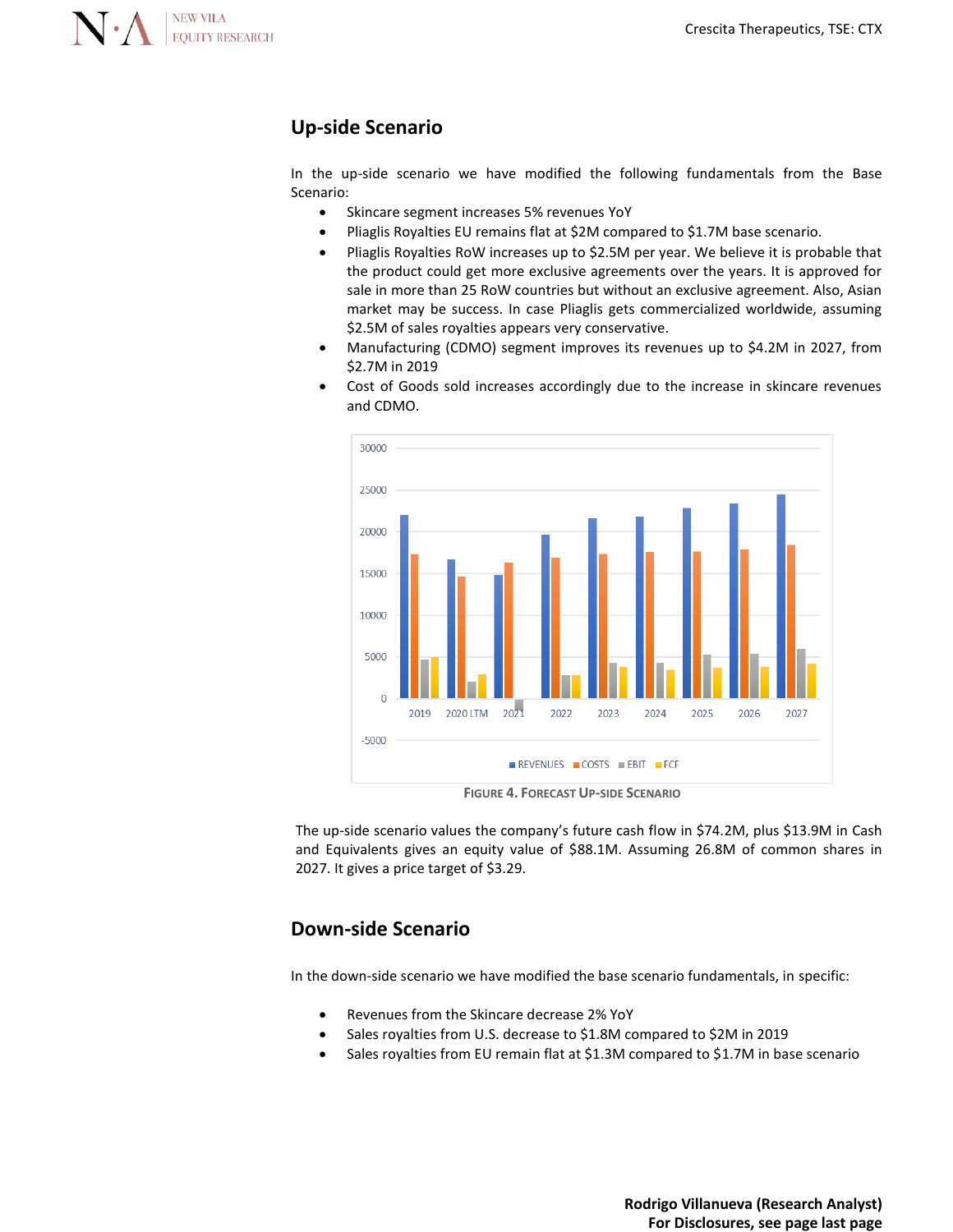## Up-side Scenario

In the up-side scenario we have modified the following fundamentals from the Base Scenario:

- Skincare segment increases 5% revenues YoY
- Pliaglis Royalties EU remains flat at $2M compared to $1.7M base scenario.
- Pliaglis Royalties RoW increases up to $2.5M per year. We believe it is probable that the product could get more exclusive agreements over the years. It is approved for sale in more than 25 RoW countries but without an exclusive agreement. Also, Asian market may be success. In case Pliaglis gets commercialized worldwide, assuming $2.5M of sales royalties appears very conservative.
- Manufacturing (CDMO) segment improves its revenues up to $4.2M in 2027, from $2.7M in 2019
- Cost of Goods sold increases accordingly due to the increase in skincare revenues and CDMO.

FIGURE 4. FORECAST UP-SIDE SCENARIO

The up-side scenario values the company's future cash flow in $74.2M, plus $13.9M in Cash and Equivalents gives an equity value of $88.1M. Assuming 26.8M of common shares in 2027. It gives a price target of $3.29.

## Down-side Scenario

In the down-side scenario we have modified the base scenario fundamentals, in specific:

- Revenues from the Skincare decrease 2% YoY
- Sales royalties from U.S. decrease to $1.8M compared to $2M in 2019
- Sales royalties from EU remain flat at $1.3M compared to $1.7M in base scenario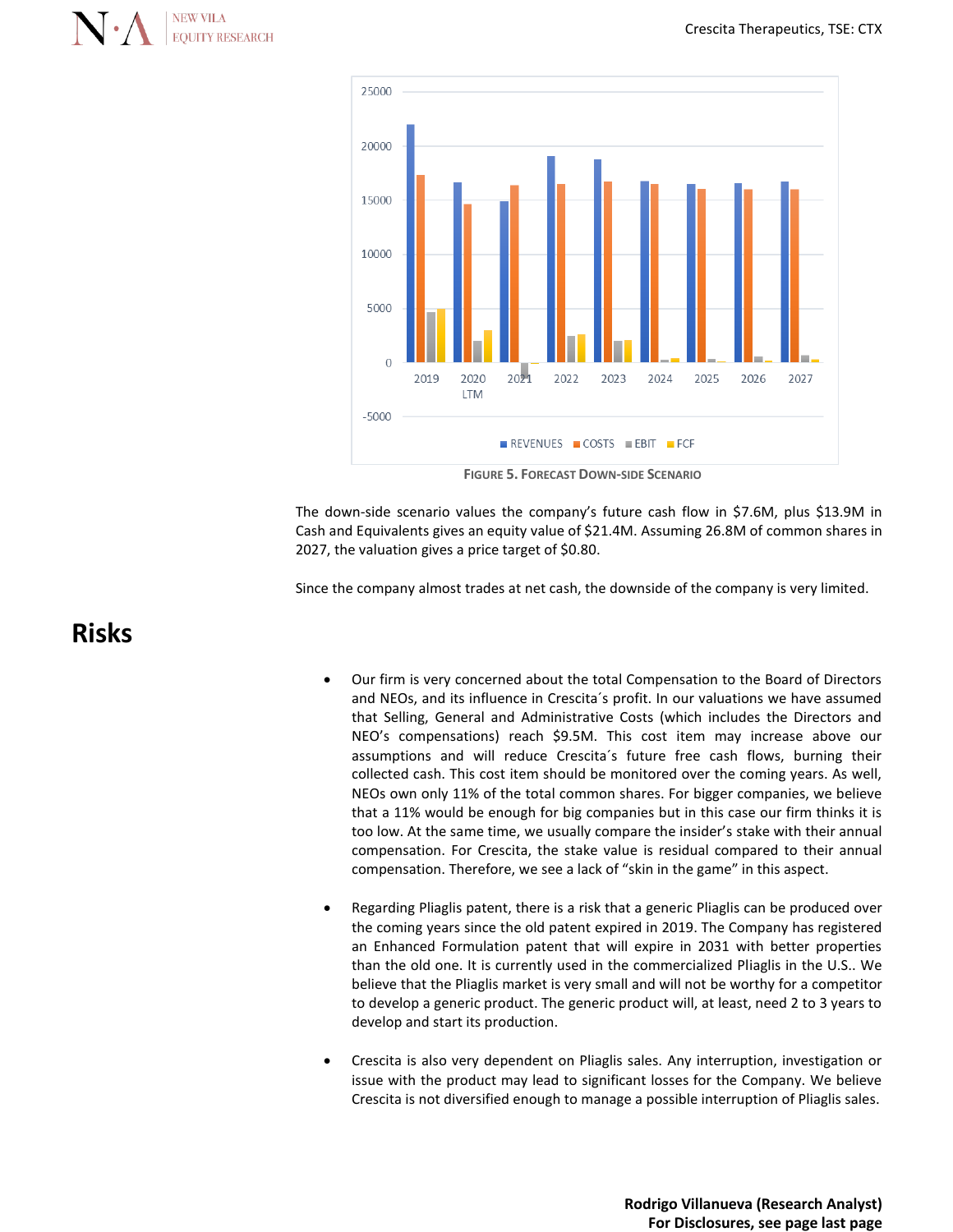FIGURE 5. FORECAST DOWN-SIDE SCENARIO

The down-side scenario values the company's future cash flow in $7.6M, plus $13.9M in Cash and Equivalents gives an equity value of $21.4M. Assuming 26.8M of common shares in 2027, the valuation gives a price target of $0.80.

Since the company almost trades at net cash, the downside of the company is very limited.

# Risks

- Our firm is very concerned about the total Compensation to the Board of Directors and NEOs, and its influence in Crescita´s profit. In our valuations we have assumed that Selling, General and Administrative Costs (which includes the Directors and NEO's compensations) reach $9.5M. This cost item may increase above our assumptions and will reduce Crescita´s future free cash flows, burning their collected cash. This cost item should be monitored over the coming years. As well, NEOs own only 11% of the total common shares. For bigger companies, we believe that a 11% would be enough for big companies but in this case our firm thinks it is too low. At the same time, we usually compare the insider's stake with their annual compensation. For Crescita, the stake value is residual compared to their annual compensation. Therefore, we see a lack of "skin in the game" in this aspect.

- Regarding Pliaglis patent, there is a risk that a generic Pliaglis can be produced over the coming years since the old patent expired in 2019. The Company has registered an Enhanced Formulation patent that will expire in 2031 with better properties than the old one. It is currently used in the commercialized Pliaglis in the U.S.. We believe that the Pliaglis market is very small and will not be worthy for a competitor to develop a generic product. The generic product will, at least, need 2 to 3 years to develop and start its production.

- Crescita is also very dependent on Pliaglis sales. Any interruption, investigation or issue with the product may lead to significant losses for the Company. We believe Crescita is not diversified enough to manage a possible interruption of Pliaglis sales.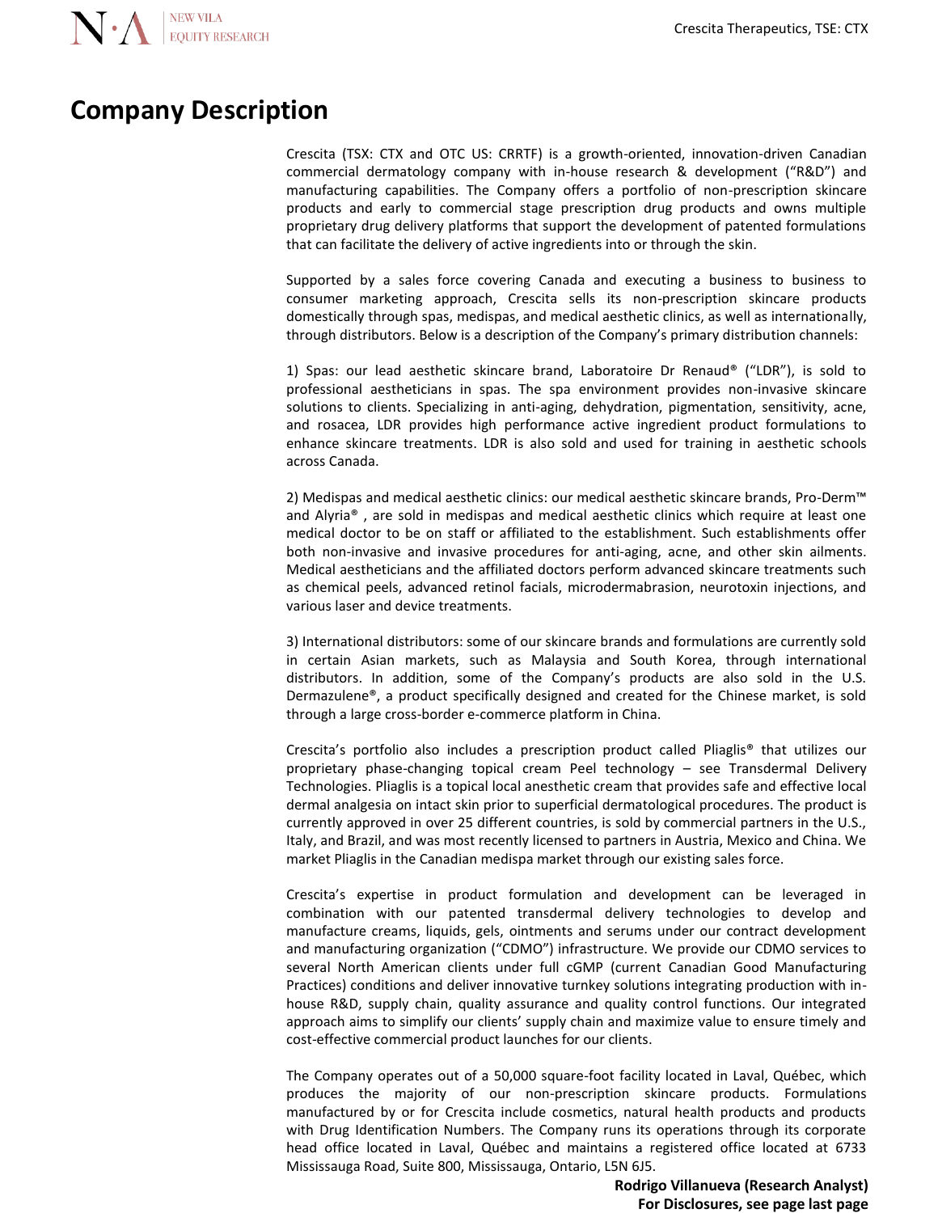# Company Description

Crescita (TSX: CTX and OTC US: CRRTF) is a growth-oriented, innovation-driven Canadian commercial dermatology company with in-house research & development ("R&D") and manufacturing capabilities. The Company offers a portfolio of non-prescription skincare products and early to commercial stage prescription drug products and owns multiple proprietary drug delivery platforms that support the development of patented formulations that can facilitate the delivery of active ingredients into or through the skin.

Supported by a sales force covering Canada and executing a business to business to consumer marketing approach, Crescita sells its non-prescription skincare products domestically through spas, medispas, and medical aesthetic clinics, as well as internationally, through distributors. Below is a description of the Company's primary distribution channels:

1) Spas: our lead aesthetic skincare brand, Laboratoire Dr Renaud® ("LDR"), is sold to professional aestheticians in spas. The spa environment provides non-invasive skincare solutions to clients. Specializing in anti-aging, dehydration, pigmentation, sensitivity, acne, and rosacea, LDR provides high performance active ingredient product formulations to enhance skincare treatments. LDR is also sold and used for training in aesthetic schools across Canada.

2) Medispas and medical aesthetic clinics: our medical aesthetic skincare brands, Pro-Derm™ and Alyria® , are sold in medispas and medical aesthetic clinics which require at least one medical doctor to be on staff or affiliated to the establishment. Such establishments offer both non-invasive and invasive procedures for anti-aging, acne, and other skin ailments. Medical aestheticians and the affiliated doctors perform advanced skincare treatments such as chemical peels, advanced retinol facials, microdermabrasion, neurotoxin injections, and various laser and device treatments.

3) International distributors: some of our skincare brands and formulations are currently sold in certain Asian markets, such as Malaysia and South Korea, through international distributors. In addition, some of the Company's products are also sold in the U.S. Dermazulene®, a product specifically designed and created for the Chinese market, is sold through a large cross-border e-commerce platform in China.

Crescita's portfolio also includes a prescription product called Pliaglis® that utilizes our proprietary phase-changing topical cream Peel technology – see Transdermal Delivery Technologies. Pliaglis is a topical local anesthetic cream that provides safe and effective local dermal analgesia on intact skin prior to superficial dermatological procedures. The product is currently approved in over 25 different countries, is sold by commercial partners in the U.S., Italy, and Brazil, and was most recently licensed to partners in Austria, Mexico and China. We market Pliaglis in the Canadian medispa market through our existing sales force.

Crescita's expertise in product formulation and development can be leveraged in combination with our patented transdermal delivery technologies to develop and manufacture creams, liquids, gels, ointments and serums under our contract development and manufacturing organization ("CDMO") infrastructure. We provide our CDMO services to several North American clients under full cGMP (current Canadian Good Manufacturing Practices) conditions and deliver innovative turnkey solutions integrating production with in-house R&D, supply chain, quality assurance and quality control functions. Our integrated approach aims to simplify our clients' supply chain and maximize value to ensure timely and cost-effective commercial product launches for our clients.

The Company operates out of a 50,000 square-foot facility located in Laval, Québec, which produces the majority of our non-prescription skincare products. Formulations manufactured by or for Crescita include cosmetics, natural health products and products with Drug Identification Numbers. The Company runs its operations through its corporate head office located in Laval, Québec and maintains a registered office located at 6733 Mississauga Road, Suite 800, Mississauga, Ontario, L5N 6J5.

**Rodrigo Villanueva (Research Analyst)**
**For Disclosures, see page last page**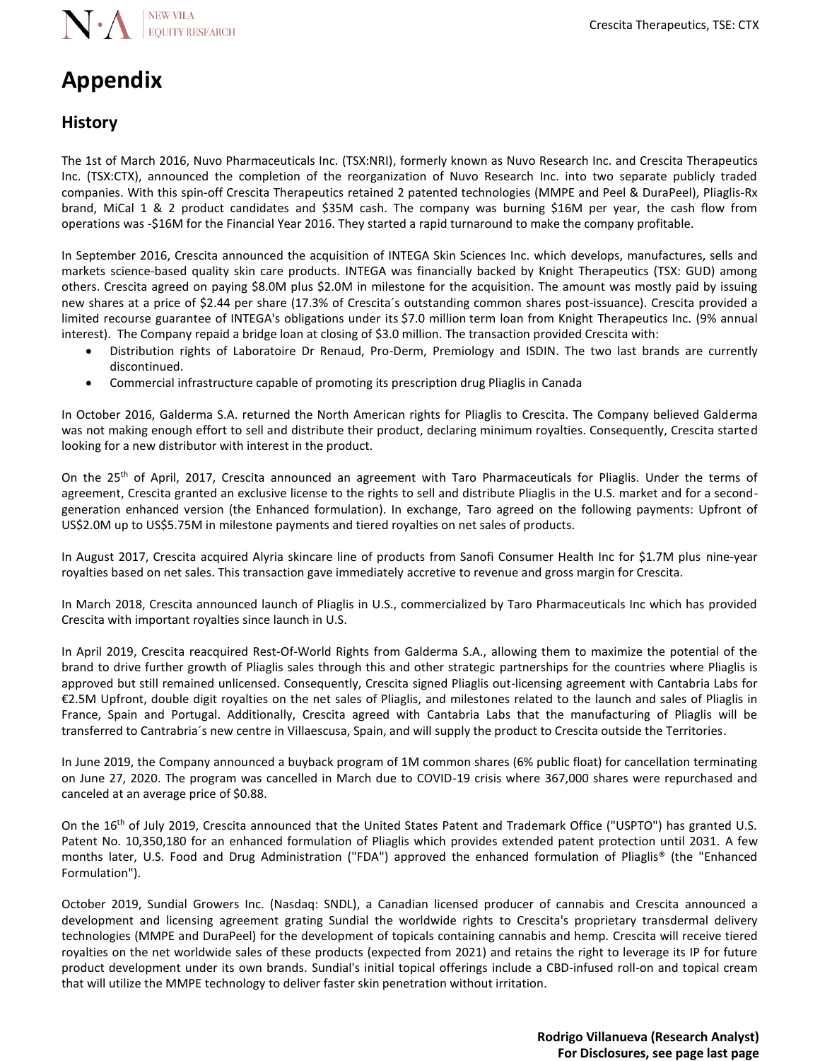# Appendix

## History

The 1st of March 2016, Nuvo Pharmaceuticals Inc. (TSX:NRI), formerly known as Nuvo Research Inc. and Crescita Therapeutics Inc. (TSX:CTX), announced the completion of the reorganization of Nuvo Research Inc. into two separate publicly traded companies. With this spin-off Crescita Therapeutics retained 2 patented technologies (MMPE and Peel & DuraPeel), Pliaglis-Rx brand, MiCal 1 & 2 product candidates and $35M cash. The company was burning $16M per year, the cash flow from operations was -$16M for the Financial Year 2016. They started a rapid turnaround to make the company profitable.

In September 2016, Crescita announced the acquisition of INTEGA Skin Sciences Inc. which develops, manufactures, sells and markets science-based quality skin care products. INTEGA was financially backed by Knight Therapeutics (TSX: GUD) among others. Crescita agreed on paying $8.0M plus $2.0M in milestone for the acquisition. The amount was mostly paid by issuing new shares at a price of $2.44 per share (17.3% of Crescita´s outstanding common shares post-issuance). Crescita provided a limited recourse guarantee of INTEGA's obligations under its $7.0 million term loan from Knight Therapeutics Inc. (9% annual interest). The Company repaid a bridge loan at closing of $3.0 million. The transaction provided Crescita with:

- Distribution rights of Laboratoire Dr Renaud, Pro-Derm, Premiology and ISDIN. The two last brands are currently discontinued.
- Commercial infrastructure capable of promoting its prescription drug Pliaglis in Canada

In October 2016, Galderma S.A. returned the North American rights for Pliaglis to Crescita. The Company believed Galderma was not making enough effort to sell and distribute their product, declaring minimum royalties. Consequently, Crescita started looking for a new distributor with interest in the product.

On the 25th of April, 2017, Crescita announced an agreement with Taro Pharmaceuticals for Pliaglis. Under the terms of agreement, Crescita granted an exclusive license to the rights to sell and distribute Pliaglis in the U.S. market and for a second-generation enhanced version (the Enhanced formulation). In exchange, Taro agreed on the following payments: Upfront of US$2.0M up to US$5.75M in milestone payments and tiered royalties on net sales of products.

In August 2017, Crescita acquired Alyria skincare line of products from Sanofi Consumer Health Inc for $1.7M plus nine-year royalties based on net sales. This transaction gave immediately accretive to revenue and gross margin for Crescita.

In March 2018, Crescita announced launch of Pliaglis in U.S., commercialized by Taro Pharmaceuticals Inc which has provided Crescita with important royalties since launch in U.S.

In April 2019, Crescita reacquired Rest-Of-World Rights from Galderma S.A., allowing them to maximize the potential of the brand to drive further growth of Pliaglis sales through this and other strategic partnerships for the countries where Pliaglis is approved but still remained unlicensed. Consequently, Crescita signed Pliaglis out-licensing agreement with Cantabria Labs for €2.5M Upfront, double digit royalties on the net sales of Pliaglis, and milestones related to the launch and sales of Pliaglis in France, Spain and Portugal. Additionally, Crescita agreed with Cantabria Labs that the manufacturing of Pliaglis will be transferred to Cantrabria´s new centre in Villaescusa, Spain, and will supply the product to Crescita outside the Territories.

In June 2019, the Company announced a buyback program of 1M common shares (6% public float) for cancellation terminating on June 27, 2020. The program was cancelled in March due to COVID-19 crisis where 367,000 shares were repurchased and canceled at an average price of $0.88.

On the 16th of July 2019, Crescita announced that the United States Patent and Trademark Office ("USPTO") has granted U.S. Patent No. 10,350,180 for an enhanced formulation of Pliaglis which provides extended patent protection until 2031. A few months later, U.S. Food and Drug Administration ("FDA") approved the enhanced formulation of Pliaglis® (the "Enhanced Formulation").

October 2019, Sundial Growers Inc. (Nasdaq: SNDL), a Canadian licensed producer of cannabis and Crescita announced a development and licensing agreement grating Sundial the worldwide rights to Crescita's proprietary transdermal delivery technologies (MMPE and DuraPeel) for the development of topicals containing cannabis and hemp. Crescita will receive tiered royalties on the net worldwide sales of these products (expected from 2021) and retains the right to leverage its IP for future product development under its own brands. Sundial's initial topical offerings include a CBD-infused roll-on and topical cream that will utilize the MMPE technology to deliver faster skin penetration without irritation.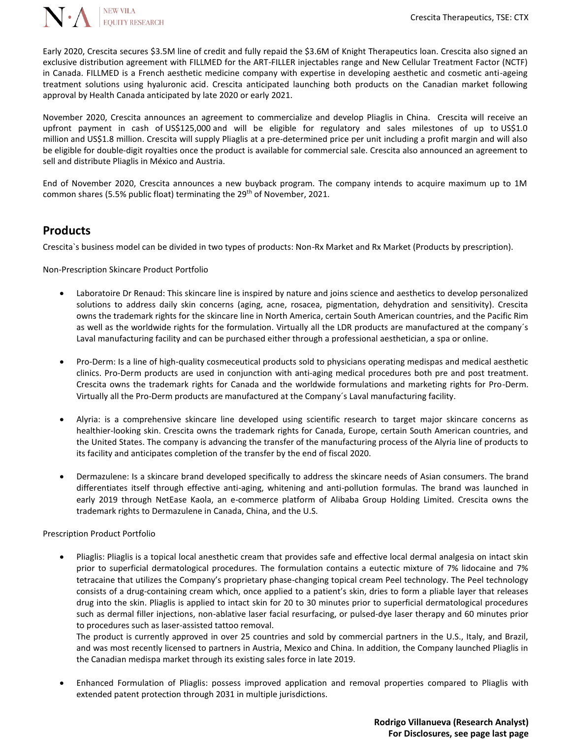Early 2020, Crescita secures $3.5M line of credit and fully repaid the $3.6M of Knight Therapeutics loan. Crescita also signed an exclusive distribution agreement with FILLMED for the ART-FILLER injectables range and New Cellular Treatment Factor (NCTF) in Canada. FILLMED is a French aesthetic medicine company with expertise in developing aesthetic and cosmetic anti-ageing treatment solutions using hyaluronic acid. Crescita anticipated launching both products on the Canadian market following approval by Health Canada anticipated by late 2020 or early 2021.

November 2020, Crescita announces an agreement to commercialize and develop Pliaglis in China. Crescita will receive an upfront payment in cash of US$125,000 and will be eligible for regulatory and sales milestones of up to US$1.0 million and US$1.8 million. Crescita will supply Pliaglis at a pre-determined price per unit including a profit margin and will also be eligible for double-digit royalties once the product is available for commercial sale. Crescita also announced an agreement to sell and distribute Pliaglis in México and Austria.

End of November 2020, Crescita announces a new buyback program. The company intends to acquire maximum up to 1M common shares (5.5% public float) terminating the 29th of November, 2021.

## Products

Crescita`s business model can be divided in two types of products: Non-Rx Market and Rx Market (Products by prescription).

Non-Prescription Skincare Product Portfolio

- Laboratoire Dr Renaud: This skincare line is inspired by nature and joins science and aesthetics to develop personalized solutions to address daily skin concerns (aging, acne, rosacea, pigmentation, dehydration and sensitivity). Crescita owns the trademark rights for the skincare line in North America, certain South American countries, and the Pacific Rim as well as the worldwide rights for the formulation. Virtually all the LDR products are manufactured at the company´s Laval manufacturing facility and can be purchased either through a professional aesthetician, a spa or online.

- Pro-Derm: Is a line of high-quality cosmeceutical products sold to physicians operating medispas and medical aesthetic clinics. Pro-Derm products are used in conjunction with anti-aging medical procedures both pre and post treatment. Crescita owns the trademark rights for Canada and the worldwide formulations and marketing rights for Pro-Derm. Virtually all the Pro-Derm products are manufactured at the Company´s Laval manufacturing facility.

- Alyria: is a comprehensive skincare line developed using scientific research to target major skincare concerns as healthier-looking skin. Crescita owns the trademark rights for Canada, Europe, certain South American countries, and the United States. The company is advancing the transfer of the manufacturing process of the Alyria line of products to its facility and anticipates completion of the transfer by the end of fiscal 2020.

- Dermazulene: Is a skincare brand developed specifically to address the skincare needs of Asian consumers. The brand differentiates itself through effective anti-aging, whitening and anti-pollution formulas. The brand was launched in early 2019 through NetEase Kaola, an e-commerce platform of Alibaba Group Holding Limited. Crescita owns the trademark rights to Dermazulene in Canada, China, and the U.S.

Prescription Product Portfolio

- Pliaglis: Pliaglis is a topical local anesthetic cream that provides safe and effective local dermal analgesia on intact skin prior to superficial dermatological procedures. The formulation contains a eutectic mixture of 7% lidocaine and 7% tetracaine that utilizes the Company's proprietary phase-changing topical cream Peel technology. The Peel technology consists of a drug-containing cream which, once applied to a patient's skin, dries to form a pliable layer that releases drug into the skin. Pliaglis is applied to intact skin for 20 to 30 minutes prior to superficial dermatological procedures such as dermal filler injections, non-ablative laser facial resurfacing, or pulsed-dye laser therapy and 60 minutes prior to procedures such as laser-assisted tattoo removal.
  The product is currently approved in over 25 countries and sold by commercial partners in the U.S., Italy, and Brazil, and was most recently licensed to partners in Austria, Mexico and China. In addition, the Company launched Pliaglis in the Canadian medispa market through its existing sales force in late 2019.

- Enhanced Formulation of Pliaglis: possess improved application and removal properties compared to Pliaglis with extended patent protection through 2031 in multiple jurisdictions.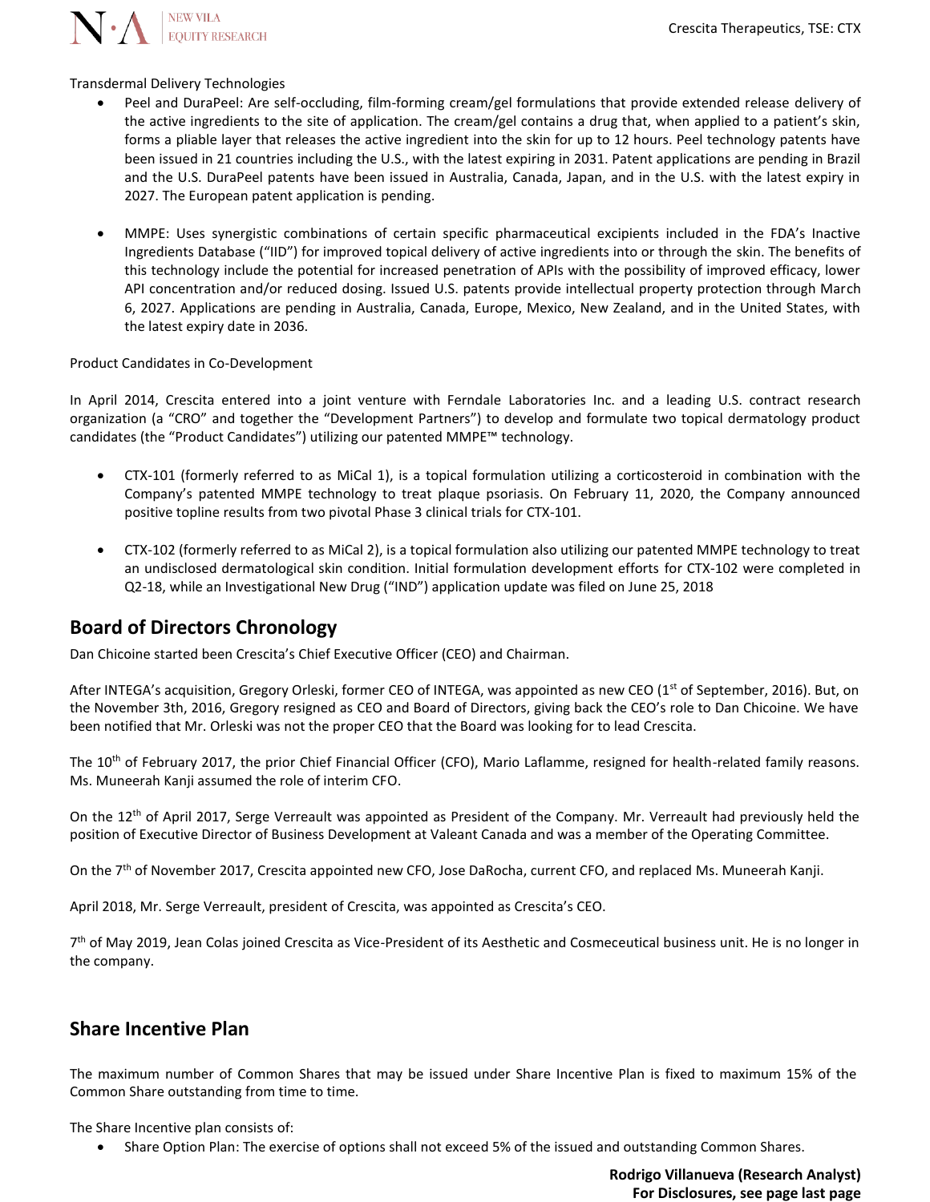Transdermal Delivery Technologies

- Peel and DuraPeel: Are self-occluding, film-forming cream/gel formulations that provide extended release delivery of the active ingredients to the site of application. The cream/gel contains a drug that, when applied to a patient's skin, forms a pliable layer that releases the active ingredient into the skin for up to 12 hours. Peel technology patents have been issued in 21 countries including the U.S., with the latest expiring in 2031. Patent applications are pending in Brazil and the U.S. DuraPeel patents have been issued in Australia, Canada, Japan, and in the U.S. with the latest expiry in 2027. The European patent application is pending.

- MMPE: Uses synergistic combinations of certain specific pharmaceutical excipients included in the FDA's Inactive Ingredients Database ("IID") for improved topical delivery of active ingredients into or through the skin. The benefits of this technology include the potential for increased penetration of APIs with the possibility of improved efficacy, lower API concentration and/or reduced dosing. Issued U.S. patents provide intellectual property protection through March 6, 2027. Applications are pending in Australia, Canada, Europe, Mexico, New Zealand, and in the United States, with the latest expiry date in 2036.

Product Candidates in Co-Development

In April 2014, Crescita entered into a joint venture with Ferndale Laboratories Inc. and a leading U.S. contract research organization (a "CRO" and together the "Development Partners") to develop and formulate two topical dermatology product candidates (the "Product Candidates") utilizing our patented MMPE™ technology.

- CTX-101 (formerly referred to as MiCal 1), is a topical formulation utilizing a corticosteroid in combination with the Company's patented MMPE technology to treat plaque psoriasis. On February 11, 2020, the Company announced positive topline results from two pivotal Phase 3 clinical trials for CTX-101.

- CTX-102 (formerly referred to as MiCal 2), is a topical formulation also utilizing our patented MMPE technology to treat an undisclosed dermatological skin condition. Initial formulation development efforts for CTX-102 were completed in Q2-18, while an Investigational New Drug ("IND") application update was filed on June 25, 2018

## Board of Directors Chronology

Dan Chicoine started been Crescita's Chief Executive Officer (CEO) and Chairman.

After INTEGA's acquisition, Gregory Orleski, former CEO of INTEGA, was appointed as new CEO (1st of September, 2016). But, on the November 3th, 2016, Gregory resigned as CEO and Board of Directors, giving back the CEO's role to Dan Chicoine. We have been notified that Mr. Orleski was not the proper CEO that the Board was looking for to lead Crescita.

The 10th of February 2017, the prior Chief Financial Officer (CFO), Mario Laflamme, resigned for health-related family reasons. Ms. Muneerah Kanji assumed the role of interim CFO.

On the 12th of April 2017, Serge Verreault was appointed as President of the Company. Mr. Verreault had previously held the position of Executive Director of Business Development at Valeant Canada and was a member of the Operating Committee.

On the 7th of November 2017, Crescita appointed new CFO, Jose DaRocha, current CFO, and replaced Ms. Muneerah Kanji.

April 2018, Mr. Serge Verreault, president of Crescita, was appointed as Crescita's CEO.

7th of May 2019, Jean Colas joined Crescita as Vice-President of its Aesthetic and Cosmeceutical business unit. He is no longer in the company.

## Share Incentive Plan

The maximum number of Common Shares that may be issued under Share Incentive Plan is fixed to maximum 15% of the Common Share outstanding from time to time.

The Share Incentive plan consists of:

- Share Option Plan: The exercise of options shall not exceed 5% of the issued and outstanding Common Shares.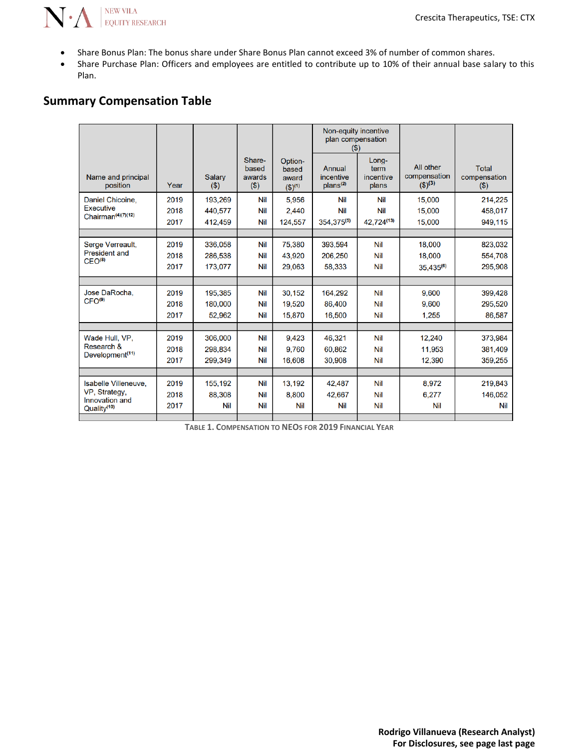- Share Bonus Plan: The bonus share under Share Bonus Plan cannot exceed 3% of number of common shares.
- Share Purchase Plan: Officers and employees are entitled to contribute up to 10% of their annual base salary to this Plan.

## Summary Compensation Table

| Name and principal position | Year | Salary ($) | Share-based awards ($) | Option-based award ($)[1] | Non-equity incentive plan compensation ($) | | All other compensation ($)[3] | Total compensation ($) |
|---|---|---|---|---|---|---|---|---|
| | | | | | Annual incentive plans[2] | Long-term incentive plans | | |
| Daniel Chicoine, Executive Chairman[4][7][12] | 2019 | 193,269 | Nil | 5,956 | Nil | Nil | 15,000 | 214,225 |
| | 2018 | 440,577 | Nil | 2,440 | Nil | Nil | 15,000 | 458,017 |
| | 2017 | 412,459 | Nil | 124,557 | 354,375[5] | 42,724[13] | 15,000 | 949,115 |
| Serge Verreault, President and CEO[8] | 2019 | 336,058 | Nil | 75,380 | 393,594 | Nil | 18,000 | 823,032 |
| | 2018 | 286,538 | Nil | 43,920 | 206,250 | Nil | 18,000 | 554,708 |
| | 2017 | 173,077 | Nil | 29,063 | 58,333 | Nil | 35,435[6] | 295,908 |
| Jose DaRocha, CFO[9] | 2019 | 195,385 | Nil | 30,152 | 164,292 | Nil | 9,600 | 399,428 |
| | 2018 | 180,000 | Nil | 19,520 | 86,400 | Nil | 9,600 | 295,520 |
| | 2017 | 52,962 | Nil | 15,870 | 16,500 | Nil | 1,255 | 86,587 |
| Wade Hull, VP, Research & Development[11] | 2019 | 306,000 | Nil | 9,423 | 46,321 | Nil | 12,240 | 373,984 |
| | 2018 | 298,834 | Nil | 9,760 | 60,862 | Nil | 11,953 | 381,409 |
| | 2017 | 299,349 | Nil | 16,608 | 30,908 | Nil | 12,390 | 359,255 |
| Isabelle Villeneuve, VP, Strategy, Innovation and Quality[10] | 2019 | 155,192 | Nil | 13,192 | 42,487 | Nil | 8,972 | 219,843 |
| | 2018 | 88,308 | Nil | 8,800 | 42,667 | Nil | 6,277 | 146,052 |
| | 2017 | Nil | Nil | Nil | Nil | Nil | Nil | Nil |

Table 1. Compensation to NEOs for 2019 Financial Year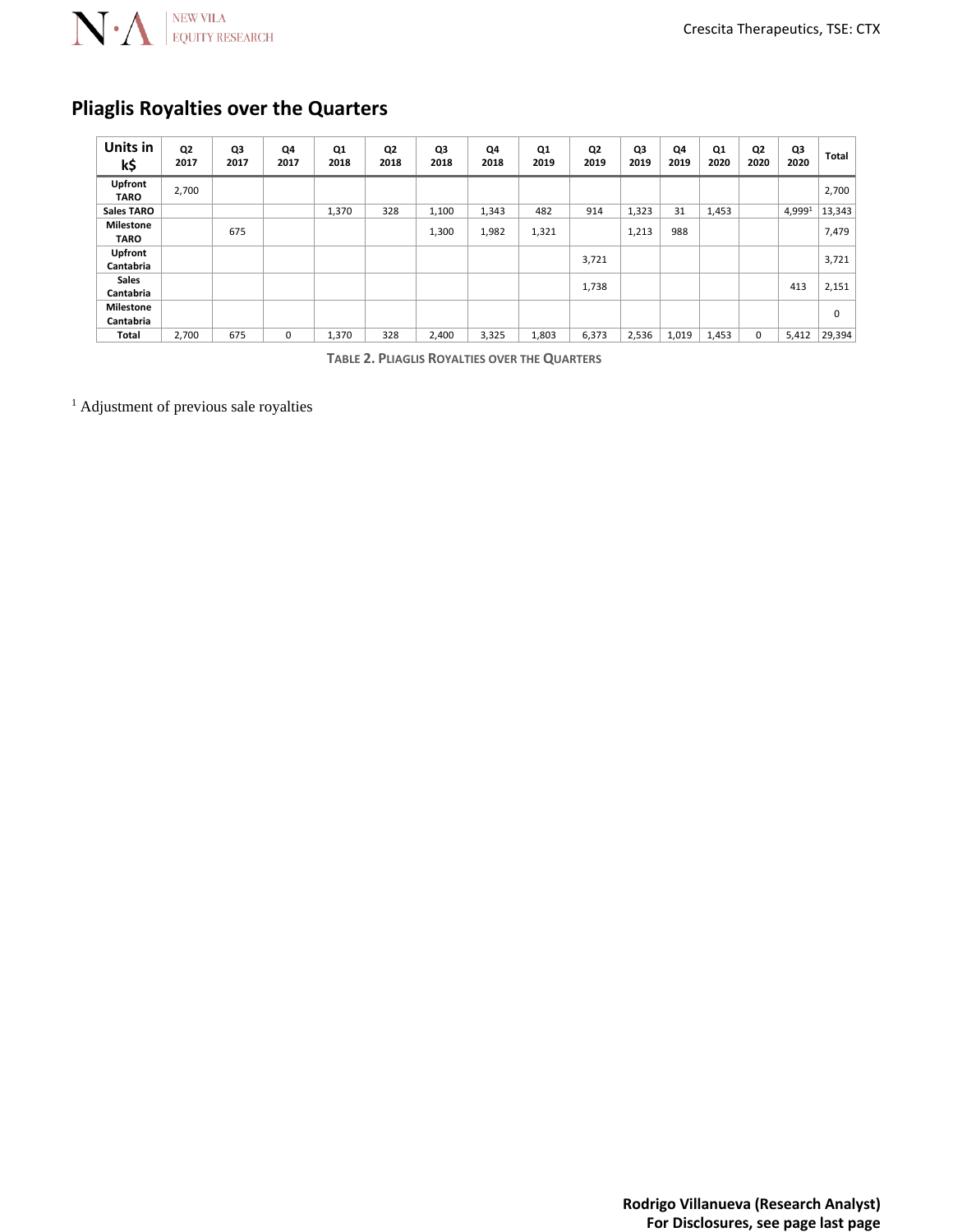## Pliaglis Royalties over the Quarters

| Units in k$ | Q2 2017 | Q3 2017 | Q4 2017 | Q1 2018 | Q2 2018 | Q3 2018 | Q4 2018 | Q1 2019 | Q2 2019 | Q3 2019 | Q4 2019 | Q1 2020 | Q2 2020 | Q3 2020 | Total |
|---|---|---|---|---|---|---|---|---|---|---|---|---|---|---|---|
| Upfront TARO | 2,700 | | | | | | | | | | | | | | 2,700 |
| Sales TARO | | | | 1,370 | 328 | 1,100 | 1,343 | 482 | 914 | 1,323 | 31 | 1,453 | | 4,999[1] | 13,343 |
| Milestone TARO | | 675 | | | | 1,300 | 1,982 | 1,321 | | 1,213 | 988 | | | | 7,479 |
| Upfront Cantabria | | | | | | | | | 3,721 | | | | | | 3,721 |
| Sales Cantabria | | | | | | | | | 1,738 | | | | | 413 | 2,151 |
| Milestone Cantabria | | | | | | | | | | | | | | | 0 |
| Total | 2,700 | 675 | 0 | 1,370 | 328 | 2,400 | 3,325 | 1,803 | 6,373 | 2,536 | 1,019 | 1,453 | 0 | 5,412 | 29,394 |

TABLE 2. PLIAGLIS ROYALTIES OVER THE QUARTERS

[1] Adjustment of previous sale royalties

**Rodrigo Villanueva (Research Analyst)**
**For Disclosures, see page last page**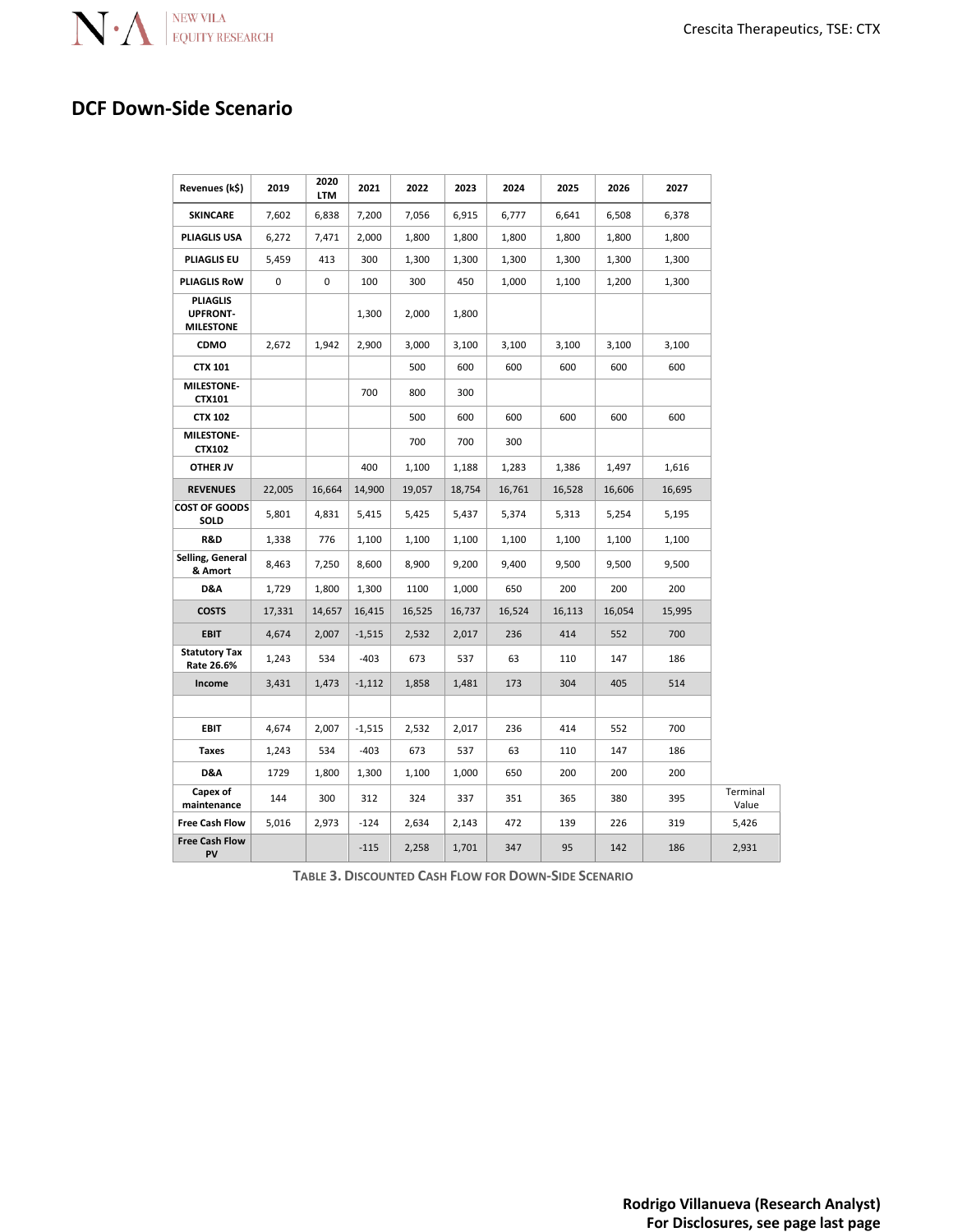## DCF Down-Side Scenario

| Revenues (k$) | 2019 | 2020 LTM | 2021 | 2022 | 2023 | 2024 | 2025 | 2026 | 2027 | |
|---|---|---|---|---|---|---|---|---|---|---|
| SKINCARE | 7,602 | 6,838 | 7,200 | 7,056 | 6,915 | 6,777 | 6,641 | 6,508 | 6,378 | |
| PLIAGLIS USA | 6,272 | 7,471 | 2,000 | 1,800 | 1,800 | 1,800 | 1,800 | 1,800 | 1,800 | |
| PLIAGLIS EU | 5,459 | 413 | 300 | 1,300 | 1,300 | 1,300 | 1,300 | 1,300 | 1,300 | |
| PLIAGLIS RoW | 0 | 0 | 100 | 300 | 450 | 1,000 | 1,100 | 1,200 | 1,300 | |
| PLIAGLIS UPFRONT-MILESTONE | | | 1,300 | 2,000 | 1,800 | | | | | |
| CDMO | 2,672 | 1,942 | 2,900 | 3,000 | 3,100 | 3,100 | 3,100 | 3,100 | 3,100 | |
| CTX 101 | | | | 500 | 600 | 600 | 600 | 600 | 600 | |
| MILESTONE-CTX101 | | | 700 | 800 | 300 | | | | | |
| CTX 102 | | | | 500 | 600 | 600 | 600 | 600 | 600 | |
| MILESTONE-CTX102 | | | | 700 | 700 | 300 | | | | |
| OTHER JV | | | 400 | 1,100 | 1,188 | 1,283 | 1,386 | 1,497 | 1,616 | |
| **REVENUES** | 22,005 | 16,664 | 14,900 | 19,057 | 18,754 | 16,761 | 16,528 | 16,606 | 16,695 | |
| COST OF GOODS SOLD | 5,801 | 4,831 | 5,415 | 5,425 | 5,437 | 5,374 | 5,313 | 5,254 | 5,195 | |
| R&D | 1,338 | 776 | 1,100 | 1,100 | 1,100 | 1,100 | 1,100 | 1,100 | 1,100 | |
| Selling, General & Amort | 8,463 | 7,250 | 8,600 | 8,900 | 9,200 | 9,400 | 9,500 | 9,500 | 9,500 | |
| D&A | 1,729 | 1,800 | 1,300 | 1100 | 1,000 | 650 | 200 | 200 | 200 | |
| **COSTS** | 17,331 | 14,657 | 16,415 | 16,525 | 16,737 | 16,524 | 16,113 | 16,054 | 15,995 | |
| **EBIT** | 4,674 | 2,007 | -1,515 | 2,532 | 2,017 | 236 | 414 | 552 | 700 | |
| Statutory Tax Rate 26.6% | 1,243 | 534 | -403 | 673 | 537 | 63 | 110 | 147 | 186 | |
| **Income** | 3,431 | 1,473 | -1,112 | 1,858 | 1,481 | 173 | 304 | 405 | 514 | |
| | | | | | | | | | | |
| EBIT | 4,674 | 2,007 | -1,515 | 2,532 | 2,017 | 236 | 414 | 552 | 700 | |
| Taxes | 1,243 | 534 | -403 | 673 | 537 | 63 | 110 | 147 | 186 | |
| D&A | 1729 | 1,800 | 1,300 | 1,100 | 1,000 | 650 | 200 | 200 | 200 | |
| Capex of maintenance | 144 | 300 | 312 | 324 | 337 | 351 | 365 | 380 | 395 | Terminal Value |
| Free Cash Flow | 5,016 | 2,973 | -124 | 2,634 | 2,143 | 472 | 139 | 226 | 319 | 5,426 |
| Free Cash Flow PV | | | -115 | 2,258 | 1,701 | 347 | 95 | 142 | 186 | 2,931 |

TABLE 3. DISCOUNTED CASH FLOW FOR DOWN-SIDE SCENARIO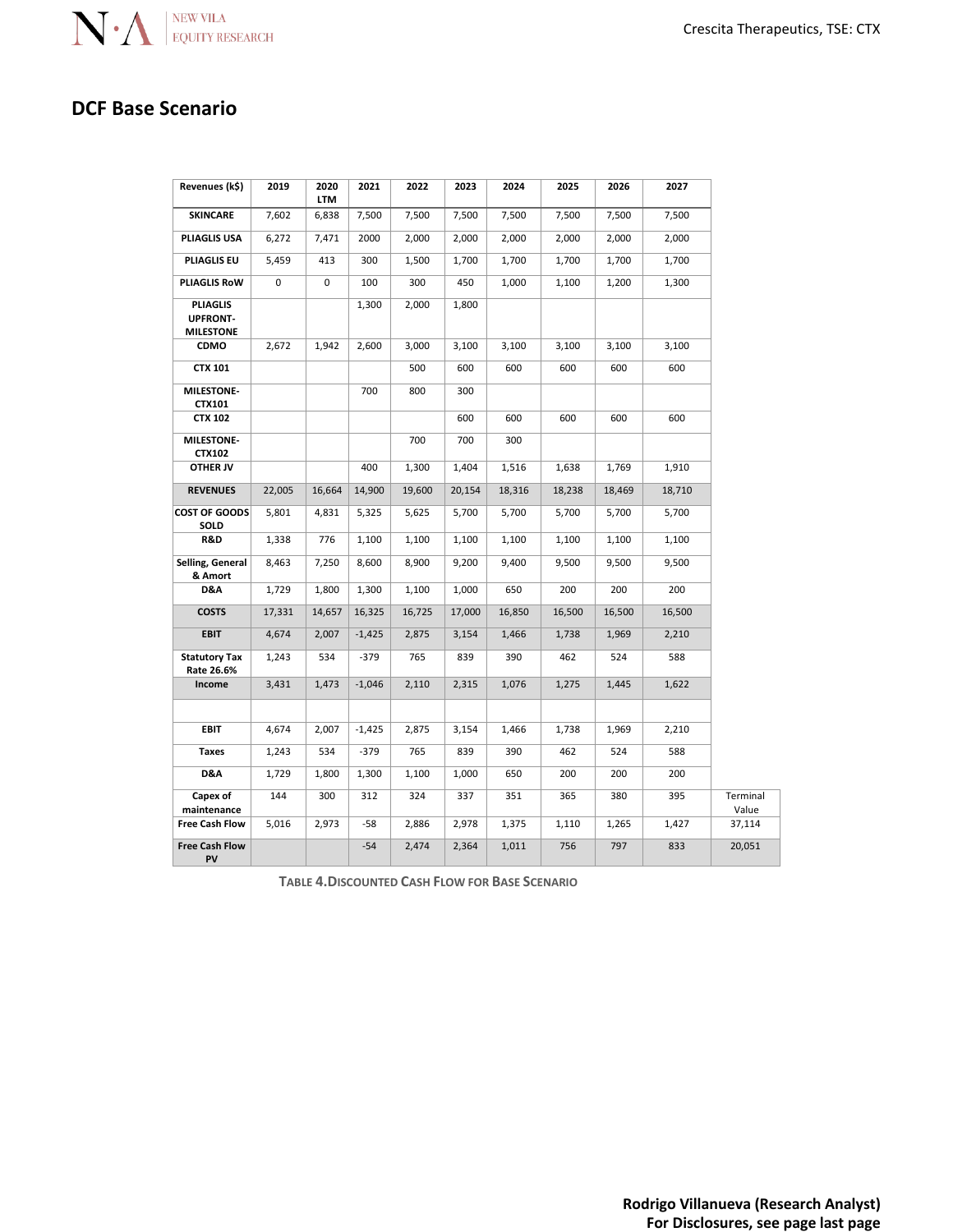## DCF Base Scenario

| Revenues (k$) | 2019 | 2020 LTM | 2021 | 2022 | 2023 | 2024 | 2025 | 2026 | 2027 | |
|---|---|---|---|---|---|---|---|---|---|---|
| SKINCARE | 7,602 | 6,838 | 7,500 | 7,500 | 7,500 | 7,500 | 7,500 | 7,500 | 7,500 | |
| PLIAGLIS USA | 6,272 | 7,471 | 2000 | 2,000 | 2,000 | 2,000 | 2,000 | 2,000 | 2,000 | |
| PLIAGLIS EU | 5,459 | 413 | 300 | 1,500 | 1,700 | 1,700 | 1,700 | 1,700 | 1,700 | |
| PLIAGLIS RoW | 0 | 0 | 100 | 300 | 450 | 1,000 | 1,100 | 1,200 | 1,300 | |
| PLIAGLIS UPFRONT-MILESTONE | | | 1,300 | 2,000 | 1,800 | | | | | |
| CDMO | 2,672 | 1,942 | 2,600 | 3,000 | 3,100 | 3,100 | 3,100 | 3,100 | 3,100 | |
| CTX 101 | | | | 500 | 600 | 600 | 600 | 600 | 600 | |
| MILESTONE-CTX101 | | | 700 | 800 | 300 | | | | | |
| CTX 102 | | | | | 600 | 600 | 600 | 600 | 600 | |
| MILESTONE-CTX102 | | | | 700 | 700 | 300 | | | | |
| OTHER JV | | | 400 | 1,300 | 1,404 | 1,516 | 1,638 | 1,769 | 1,910 | |
| REVENUES | 22,005 | 16,664 | 14,900 | 19,600 | 20,154 | 18,316 | 18,238 | 18,469 | 18,710 | |
| COST OF GOODS SOLD | 5,801 | 4,831 | 5,325 | 5,625 | 5,700 | 5,700 | 5,700 | 5,700 | 5,700 | |
| R&D | 1,338 | 776 | 1,100 | 1,100 | 1,100 | 1,100 | 1,100 | 1,100 | 1,100 | |
| Selling, General & Amort | 8,463 | 7,250 | 8,600 | 8,900 | 9,200 | 9,400 | 9,500 | 9,500 | 9,500 | |
| D&A | 1,729 | 1,800 | 1,300 | 1,100 | 1,000 | 650 | 200 | 200 | 200 | |
| COSTS | 17,331 | 14,657 | 16,325 | 16,725 | 17,000 | 16,850 | 16,500 | 16,500 | 16,500 | |
| EBIT | 4,674 | 2,007 | -1,425 | 2,875 | 3,154 | 1,466 | 1,738 | 1,969 | 2,210 | |
| Statutory Tax Rate 26.6% | 1,243 | 534 | -379 | 765 | 839 | 390 | 462 | 524 | 588 | |
| Income | 3,431 | 1,473 | -1,046 | 2,110 | 2,315 | 1,076 | 1,275 | 1,445 | 1,622 | |
| | | | | | | | | | | |
| EBIT | 4,674 | 2,007 | -1,425 | 2,875 | 3,154 | 1,466 | 1,738 | 1,969 | 2,210 | |
| Taxes | 1,243 | 534 | -379 | 765 | 839 | 390 | 462 | 524 | 588 | |
| D&A | 1,729 | 1,800 | 1,300 | 1,100 | 1,000 | 650 | 200 | 200 | 200 | |
| Capex of maintenance | 144 | 300 | 312 | 324 | 337 | 351 | 365 | 380 | 395 | Terminal Value |
| Free Cash Flow | 5,016 | 2,973 | -58 | 2,886 | 2,978 | 1,375 | 1,110 | 1,265 | 1,427 | 37,114 |
| Free Cash Flow PV | | | -54 | 2,474 | 2,364 | 1,011 | 756 | 797 | 833 | 20,051 |

TABLE 4. DISCOUNTED CASH FLOW FOR BASE SCENARIO

**Rodrigo Villanueva (Research Analyst)**
**For Disclosures, see page last page**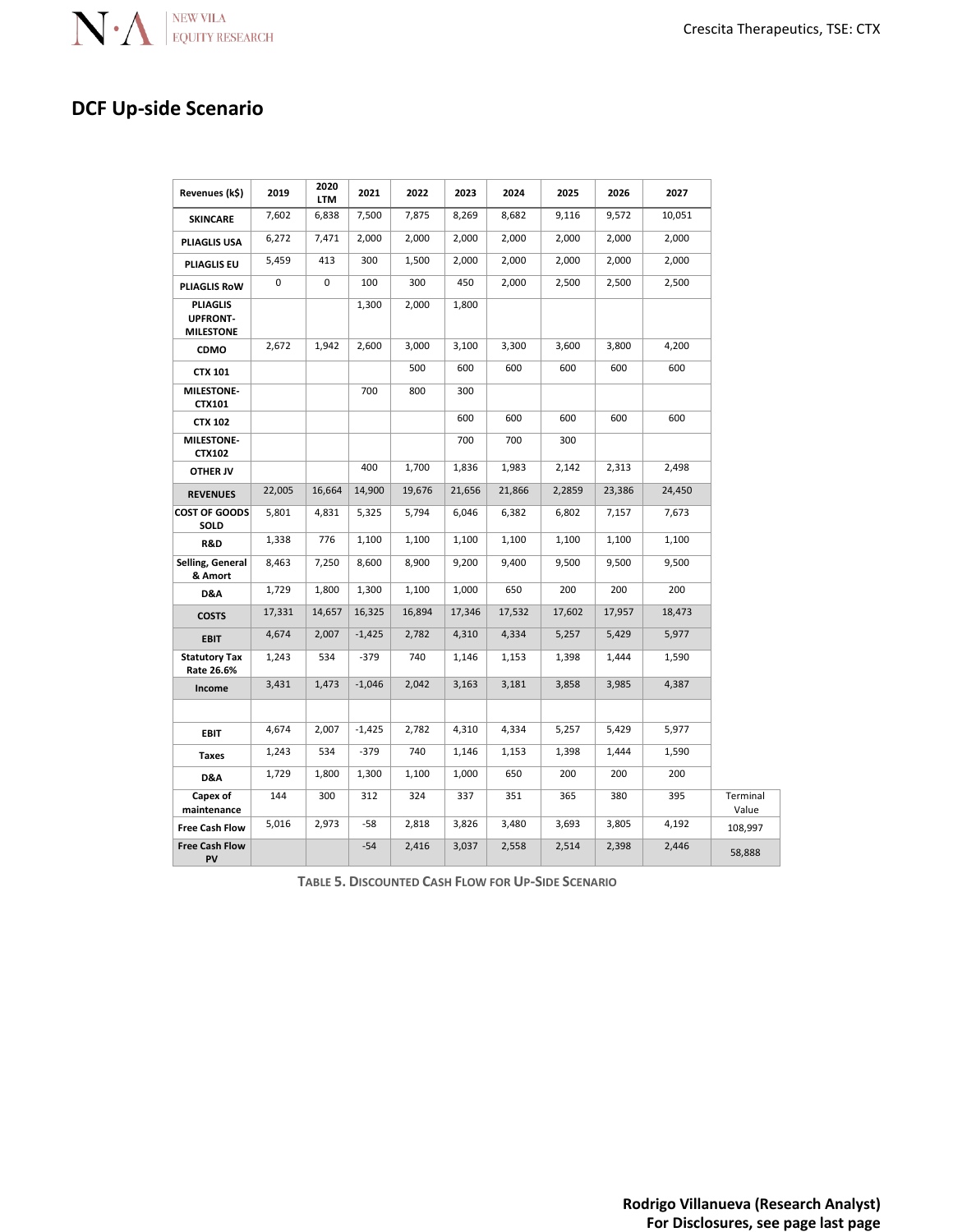## DCF Up-side Scenario

| Revenues (k$) | 2019 | 2020 LTM | 2021 | 2022 | 2023 | 2024 | 2025 | 2026 | 2027 | |
|---|---|---|---|---|---|---|---|---|---|---|
| SKINCARE | 7,602 | 6,838 | 7,500 | 7,875 | 8,269 | 8,682 | 9,116 | 9,572 | 10,051 | |
| PLIAGLIS USA | 6,272 | 7,471 | 2,000 | 2,000 | 2,000 | 2,000 | 2,000 | 2,000 | 2,000 | |
| PLIAGLIS EU | 5,459 | 413 | 300 | 1,500 | 2,000 | 2,000 | 2,000 | 2,000 | 2,000 | |
| PLIAGLIS RoW | 0 | 0 | 100 | 300 | 450 | 2,000 | 2,500 | 2,500 | 2,500 | |
| PLIAGLIS UPFRONT-MILESTONE | | | 1,300 | 2,000 | 1,800 | | | | | |
| CDMO | 2,672 | 1,942 | 2,600 | 3,000 | 3,100 | 3,300 | 3,600 | 3,800 | 4,200 | |
| CTX 101 | | | | 500 | 600 | 600 | 600 | 600 | 600 | |
| MILESTONE-CTX101 | | | 700 | 800 | 300 | | | | | |
| CTX 102 | | | | | 600 | 600 | 600 | 600 | 600 | |
| MILESTONE-CTX102 | | | | | 700 | 700 | 300 | | | |
| OTHER JV | | | 400 | 1,700 | 1,836 | 1,983 | 2,142 | 2,313 | 2,498 | |
| REVENUES | 22,005 | 16,664 | 14,900 | 19,676 | 21,656 | 21,866 | 2,2859 | 23,386 | 24,450 | |
| COST OF GOODS SOLD | 5,801 | 4,831 | 5,325 | 5,794 | 6,046 | 6,382 | 6,802 | 7,157 | 7,673 | |
| R&D | 1,338 | 776 | 1,100 | 1,100 | 1,100 | 1,100 | 1,100 | 1,100 | 1,100 | |
| Selling, General & Amort | 8,463 | 7,250 | 8,600 | 8,900 | 9,200 | 9,400 | 9,500 | 9,500 | 9,500 | |
| D&A | 1,729 | 1,800 | 1,300 | 1,100 | 1,000 | 650 | 200 | 200 | 200 | |
| COSTS | 17,331 | 14,657 | 16,325 | 16,894 | 17,346 | 17,532 | 17,602 | 17,957 | 18,473 | |
| EBIT | 4,674 | 2,007 | -1,425 | 2,782 | 4,310 | 4,334 | 5,257 | 5,429 | 5,977 | |
| Statutory Tax Rate 26.6% | 1,243 | 534 | -379 | 740 | 1,146 | 1,153 | 1,398 | 1,444 | 1,590 | |
| Income | 3,431 | 1,473 | -1,046 | 2,042 | 3,163 | 3,181 | 3,858 | 3,985 | 4,387 | |
| | | | | | | | | | | |
| EBIT | 4,674 | 2,007 | -1,425 | 2,782 | 4,310 | 4,334 | 5,257 | 5,429 | 5,977 | |
| Taxes | 1,243 | 534 | -379 | 740 | 1,146 | 1,153 | 1,398 | 1,444 | 1,590 | |
| D&A | 1,729 | 1,800 | 1,300 | 1,100 | 1,000 | 650 | 200 | 200 | 200 | |
| Capex of maintenance | 144 | 300 | 312 | 324 | 337 | 351 | 365 | 380 | 395 | Terminal Value |
| Free Cash Flow | 5,016 | 2,973 | -58 | 2,818 | 3,826 | 3,480 | 3,693 | 3,805 | 4,192 | 108,997 |
| Free Cash Flow PV | | | -54 | 2,416 | 3,037 | 2,558 | 2,514 | 2,398 | 2,446 | 58,888 |

Table 5. Discounted Cash Flow for Up-Side Scenario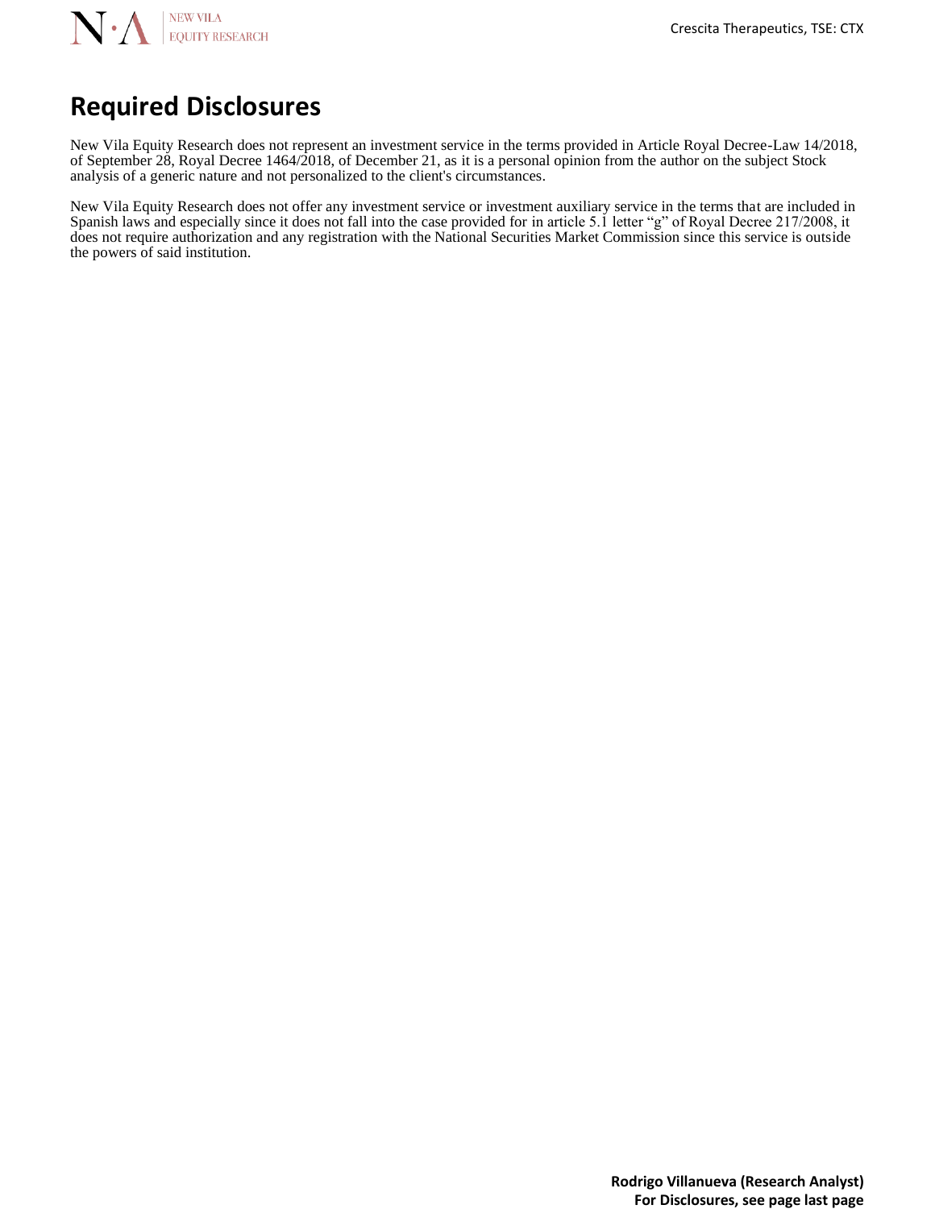# Required Disclosures

New Vila Equity Research does not represent an investment service in the terms provided in Article Royal Decree-Law 14/2018, of September 28, Royal Decree 1464/2018, of December 21, as it is a personal opinion from the author on the subject Stock analysis of a generic nature and not personalized to the client's circumstances.

New Vila Equity Research does not offer any investment service or investment auxiliary service in the terms that are included in Spanish laws and especially since it does not fall into the case provided for in article 5.1 letter "g" of Royal Decree 217/2008, it does not require authorization and any registration with the National Securities Market Commission since this service is outside the powers of said institution.